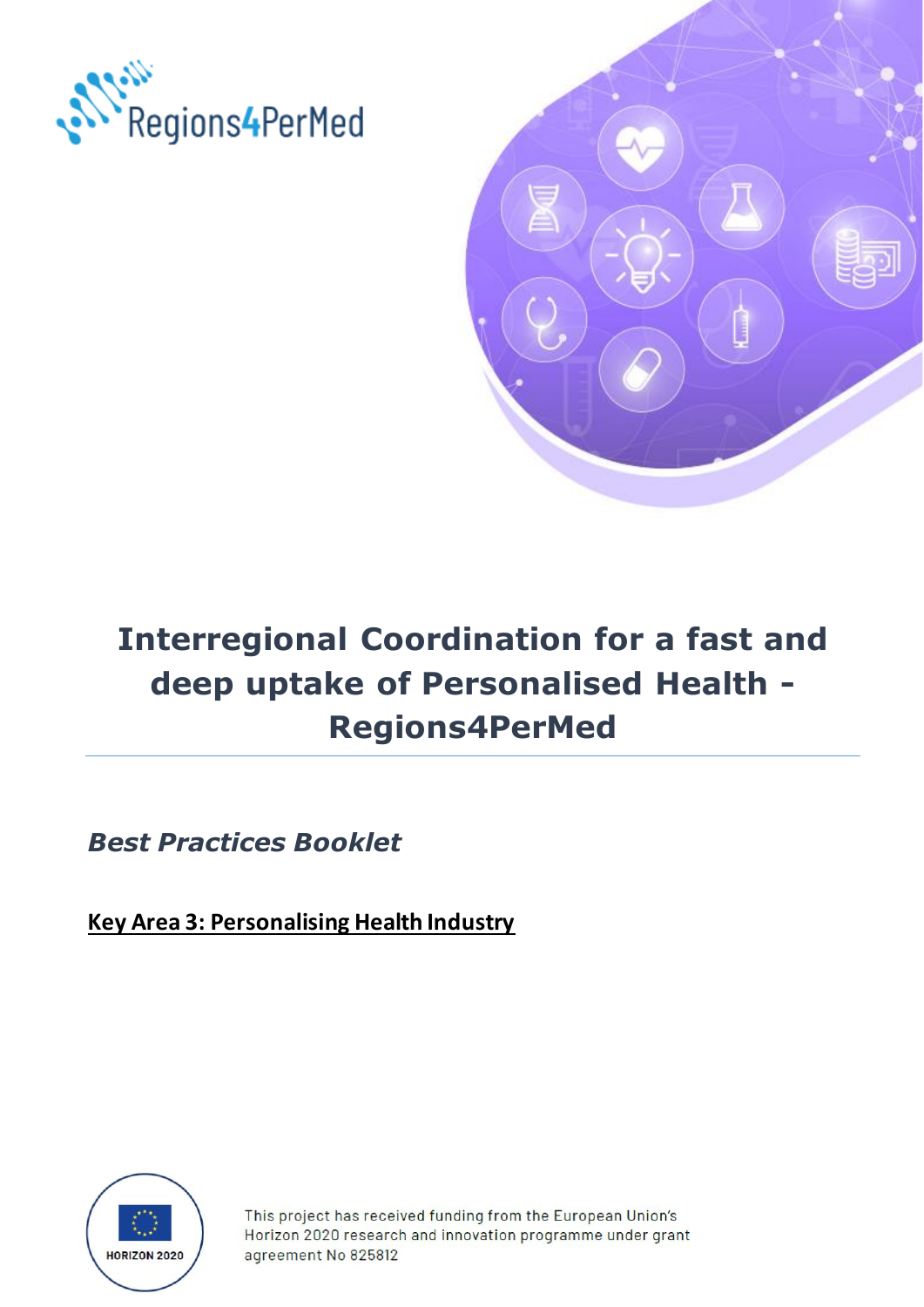Regions4PerMed

# Interregional Coordination for a fast and deep uptake of Personalised Health - Regions4PerMed

*Best Practices Booklet*

**Key Area 3: Personalising Health Industry**

HORIZON 2020

This project has received funding from the European Union's Horizon 2020 research and innovation programme under grant agreement No 825812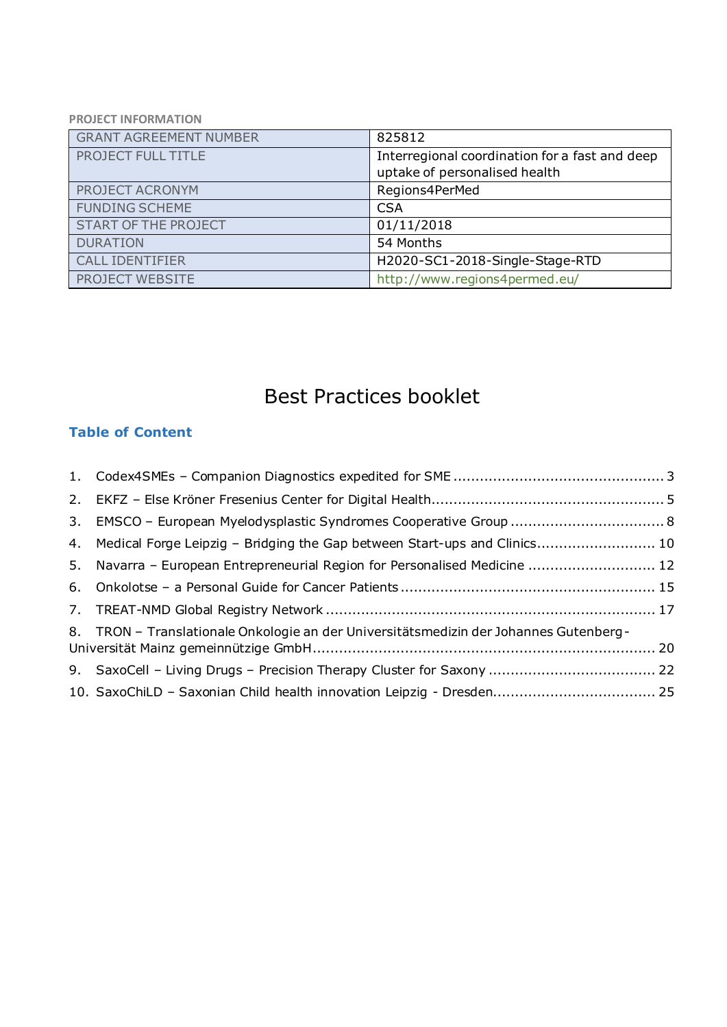PROJECT INFORMATION

| GRANT AGREEMENT NUMBER | 825812 |
| --- | --- |
| PROJECT FULL TITLE | Interregional coordination for a fast and deep uptake of personalised health |
| PROJECT ACRONYM | Regions4PerMed |
| FUNDING SCHEME | CSA |
| START OF THE PROJECT | 01/11/2018 |
| DURATION | 54 Months |
| CALL IDENTIFIER | H2020-SC1-2018-Single-Stage-RTD |
| PROJECT WEBSITE | http://www.regions4permed.eu/ |

# Best Practices booklet

## Table of Content

1. Codex4SMEs – Companion Diagnostics expedited for SME ........................................... 3
2. EKFZ – Else Kröner Fresenius Center for Digital Health............................................... 5
3. EMSCO – European Myelodysplastic Syndromes Cooperative Group ............................... 8
4. Medical Forge Leipzig – Bridging the Gap between Start-ups and Clinics......................... 10
5. Navarra – European Entrepreneurial Region for Personalised Medicine .......................... 12
6. Onkolotse – a Personal Guide for Cancer Patients ...................................................... 15
7. TREAT-NMD Global Registry Network ....................................................................... 17
8. TRON – Translationale Onkologie an der Universitätsmedizin der Johannes Gutenberg-Universität Mainz gemeinnützige GmbH......................................................................... 20
9. SaxoCell – Living Drugs – Precision Therapy Cluster for Saxony .................................. 22
10. SaxoChiLD – Saxonian Child health innovation Leipzig - Dresden................................. 25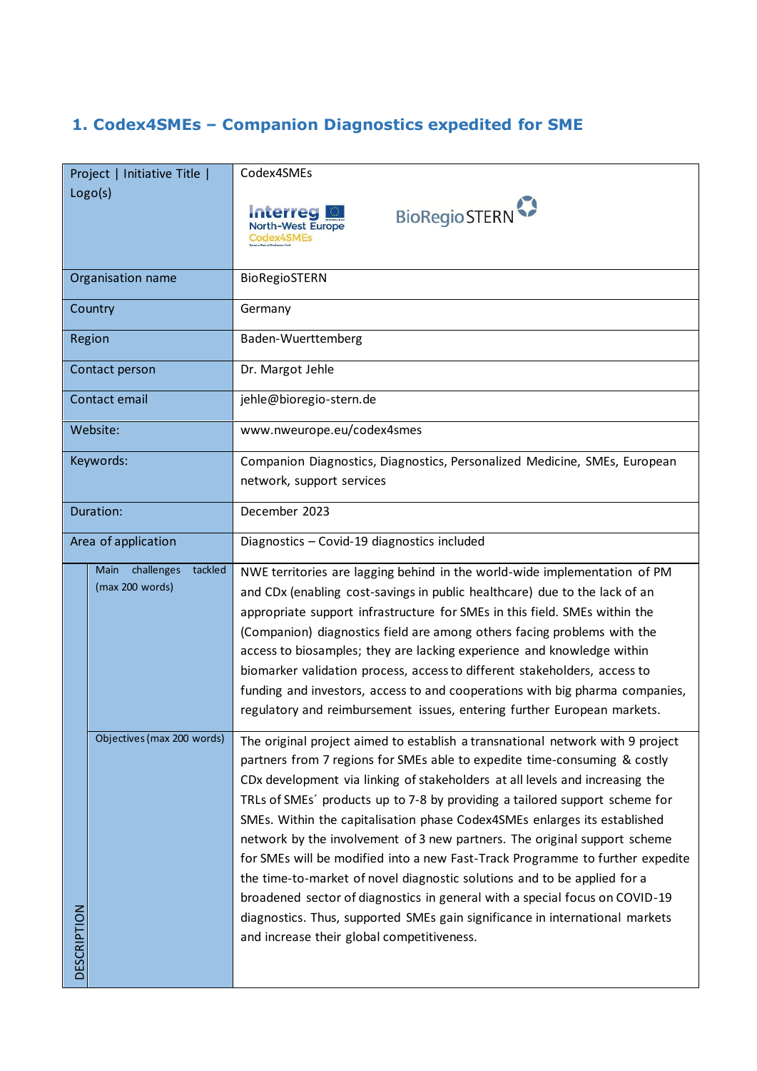## 1. Codex4SMEs – Companion Diagnostics expedited for SME

| Project \| Initiative Title \| Logo(s) | | Codex4SMEs |
|---|---|---|
| Organisation name | | BioRegioSTERN |
| Country | | Germany |
| Region | | Baden-Wuerttemberg |
| Contact person | | Dr. Margot Jehle |
| Contact email | | jehle@bioregio-stern.de |
| Website: | | www.nweurope.eu/codex4smes |
| Keywords: | | Companion Diagnostics, Diagnostics, Personalized Medicine, SMEs, European network, support services |
| Duration: | | December 2023 |
| Area of application | | Diagnostics – Covid-19 diagnostics included |
| DESCRIPTION | Main challenges tackled (max 200 words) | NWE territories are lagging behind in the world-wide implementation of PM and CDx (enabling cost-savings in public healthcare) due to the lack of an appropriate support infrastructure for SMEs in this field. SMEs within the (Companion) diagnostics field are among others facing problems with the access to biosamples; they are lacking experience and knowledge within biomarker validation process, access to different stakeholders, access to funding and investors, access to and cooperations with big pharma companies, regulatory and reimbursement issues, entering further European markets. |
| | Objectives (max 200 words) | The original project aimed to establish a transnational network with 9 project partners from 7 regions for SMEs able to expedite time-consuming & costly CDx development via linking of stakeholders at all levels and increasing the TRLs of SMEs´ products up to 7-8 by providing a tailored support scheme for SMEs. Within the capitalisation phase Codex4SMEs enlarges its established network by the involvement of 3 new partners. The original support scheme for SMEs will be modified into a new Fast-Track Programme to further expedite the time-to-market of novel diagnostic solutions and to be applied for a broadened sector of diagnostics in general with a special focus on COVID-19 diagnostics. Thus, supported SMEs gain significance in international markets and increase their global competitiveness. |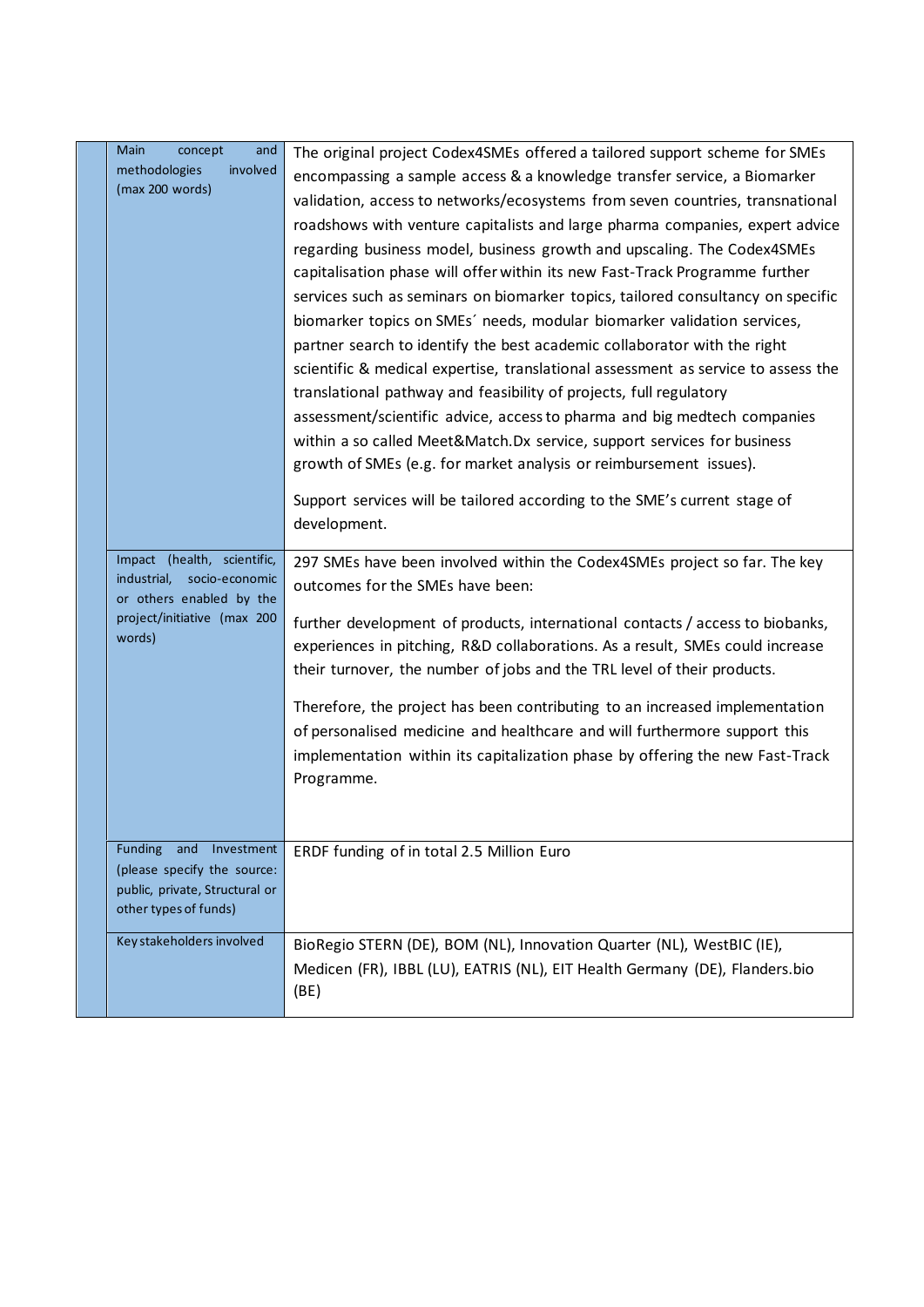| | | |
|---|---|---|
| | Main concept and methodologies involved (max 200 words) | The original project Codex4SMEs offered a tailored support scheme for SMEs encompassing a sample access & a knowledge transfer service, a Biomarker validation, access to networks/ecosystems from seven countries, transnational roadshows with venture capitalists and large pharma companies, expert advice regarding business model, business growth and upscaling. The Codex4SMEs capitalisation phase will offer within its new Fast-Track Programme further services such as seminars on biomarker topics, tailored consultancy on specific biomarker topics on SMEs´ needs, modular biomarker validation services, partner search to identify the best academic collaborator with the right scientific & medical expertise, translational assessment as service to assess the translational pathway and feasibility of projects, full regulatory assessment/scientific advice, access to pharma and big medtech companies within a so called Meet&Match.Dx service, support services for business growth of SMEs (e.g. for market analysis or reimbursement issues).<br><br>Support services will be tailored according to the SME's current stage of development. |
| | Impact (health, scientific, industrial, socio-economic or others enabled by the project/initiative (max 200 words) | 297 SMEs have been involved within the Codex4SMEs project so far. The key outcomes for the SMEs have been:<br><br>further development of products, international contacts / access to biobanks, experiences in pitching, R&D collaborations. As a result, SMEs could increase their turnover, the number of jobs and the TRL level of their products.<br><br>Therefore, the project has been contributing to an increased implementation of personalised medicine and healthcare and will furthermore support this implementation within its capitalization phase by offering the new Fast-Track Programme. |
| | Funding and Investment (please specify the source: public, private, Structural or other types of funds) | ERDF funding of in total 2.5 Million Euro |
| | Key stakeholders involved | BioRegio STERN (DE), BOM (NL), Innovation Quarter (NL), WestBIC (IE), Medicen (FR), IBBL (LU), EATRIS (NL), EIT Health Germany (DE), Flanders.bio (BE) |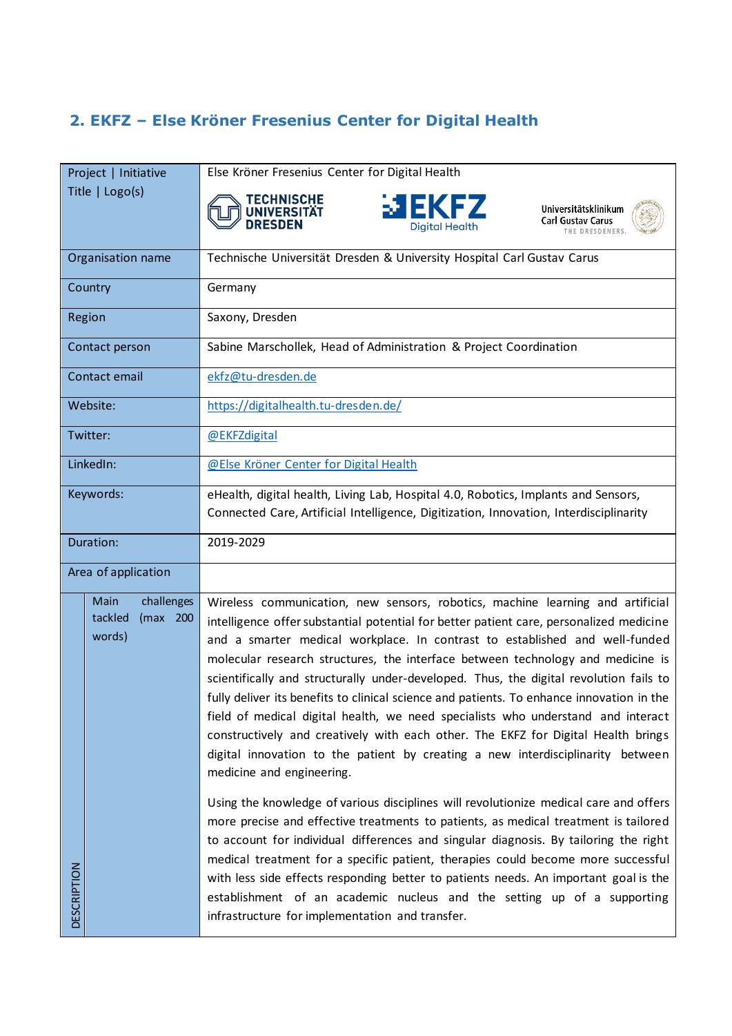## 2. EKFZ – Else Kröner Fresenius Center for Digital Health

| Project \| Initiative Title \| Logo(s) | | Else Kröner Fresenius Center for Digital Health |
|---|---|---|
| Organisation name | | Technische Universität Dresden & University Hospital Carl Gustav Carus |
| Country | | Germany |
| Region | | Saxony, Dresden |
| Contact person | | Sabine Marschollek, Head of Administration & Project Coordination |
| Contact email | | ekfz@tu-dresden.de |
| Website: | | https://digitalhealth.tu-dresden.de/ |
| Twitter: | | @EKFZdigital |
| LinkedIn: | | @Else Kröner Center for Digital Health |
| Keywords: | | eHealth, digital health, Living Lab, Hospital 4.0, Robotics, Implants and Sensors, Connected Care, Artificial Intelligence, Digitization, Innovation, Interdisciplinarity |
| Duration: | | 2019-2029 |
| Area of application | | |
| DESCRIPTION | Main challenges tackled (max 200 words) | Wireless communication, new sensors, robotics, machine learning and artificial intelligence offer substantial potential for better patient care, personalized medicine and a smarter medical workplace. In contrast to established and well-funded molecular research structures, the interface between technology and medicine is scientifically and structurally under-developed. Thus, the digital revolution fails to fully deliver its benefits to clinical science and patients. To enhance innovation in the field of medical digital health, we need specialists who understand and interact constructively and creatively with each other. The EKFZ for Digital Health brings digital innovation to the patient by creating a new interdisciplinarity between medicine and engineering.<br><br>Using the knowledge of various disciplines will revolutionize medical care and offers more precise and effective treatments to patients, as medical treatment is tailored to account for individual differences and singular diagnosis. By tailoring the right medical treatment for a specific patient, therapies could become more successful with less side effects responding better to patients needs. An important goal is the establishment of an academic nucleus and the setting up of a supporting infrastructure for implementation and transfer. |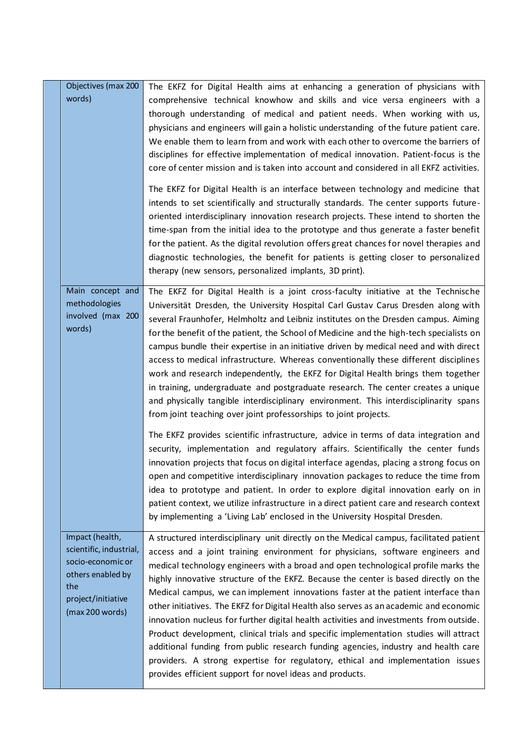| | |
|---|---|
| Objectives (max 200 words) | The EKFZ for Digital Health aims at enhancing a generation of physicians with comprehensive technical knowhow and skills and vice versa engineers with a thorough understanding of medical and patient needs. When working with us, physicians and engineers will gain a holistic understanding of the future patient care. We enable them to learn from and work with each other to overcome the barriers of disciplines for effective implementation of medical innovation. Patient-focus is the core of center mission and is taken into account and considered in all EKFZ activities.<br><br>The EKFZ for Digital Health is an interface between technology and medicine that intends to set scientifically and structurally standards. The center supports future-oriented interdisciplinary innovation research projects. These intend to shorten the time-span from the initial idea to the prototype and thus generate a faster benefit for the patient. As the digital revolution offers great chances for novel therapies and diagnostic technologies, the benefit for patients is getting closer to personalized therapy (new sensors, personalized implants, 3D print). |
| Main concept and methodologies involved (max 200 words) | The EKFZ for Digital Health is a joint cross-faculty initiative at the Technische Universität Dresden, the University Hospital Carl Gustav Carus Dresden along with several Fraunhofer, Helmholtz and Leibniz institutes on the Dresden campus. Aiming for the benefit of the patient, the School of Medicine and the high-tech specialists on campus bundle their expertise in an initiative driven by medical need and with direct access to medical infrastructure. Whereas conventionally these different disciplines work and research independently, the EKFZ for Digital Health brings them together in training, undergraduate and postgraduate research. The center creates a unique and physically tangible interdisciplinary environment. This interdisciplinarity spans from joint teaching over joint professorships to joint projects.<br><br>The EKFZ provides scientific infrastructure, advice in terms of data integration and security, implementation and regulatory affairs. Scientifically the center funds innovation projects that focus on digital interface agendas, placing a strong focus on open and competitive interdisciplinary innovation packages to reduce the time from idea to prototype and patient. In order to explore digital innovation early on in patient context, we utilize infrastructure in a direct patient care and research context by implementing a 'Living Lab' enclosed in the University Hospital Dresden. |
| Impact (health, scientific, industrial, socio-economic or others enabled by the project/initiative (max 200 words) | A structured interdisciplinary unit directly on the Medical campus, facilitated patient access and a joint training environment for physicians, software engineers and medical technology engineers with a broad and open technological profile marks the highly innovative structure of the EKFZ. Because the center is based directly on the Medical campus, we can implement innovations faster at the patient interface than other initiatives. The EKFZ for Digital Health also serves as an academic and economic innovation nucleus for further digital health activities and investments from outside. Product development, clinical trials and specific implementation studies will attract additional funding from public research funding agencies, industry and health care providers. A strong expertise for regulatory, ethical and implementation issues provides efficient support for novel ideas and products. |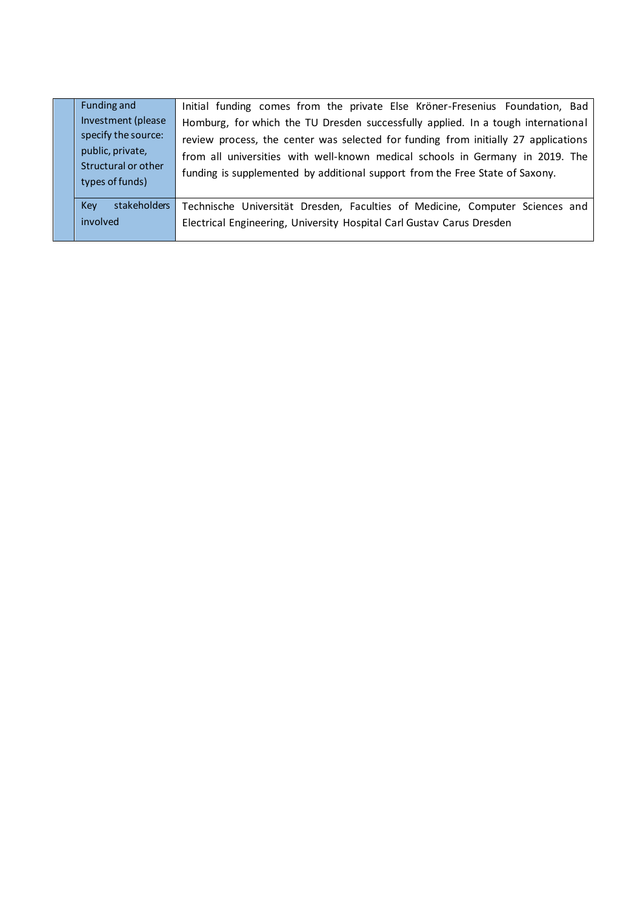| | | |
|---|---|---|
| | Funding and Investment (please specify the source: public, private, Structural or other types of funds) | Initial funding comes from the private Else Kröner-Fresenius Foundation, Bad Homburg, for which the TU Dresden successfully applied. In a tough international review process, the center was selected for funding from initially 27 applications from all universities with well-known medical schools in Germany in 2019. The funding is supplemented by additional support from the Free State of Saxony. |
| | Key stakeholders involved | Technische Universität Dresden, Faculties of Medicine, Computer Sciences and Electrical Engineering, University Hospital Carl Gustav Carus Dresden |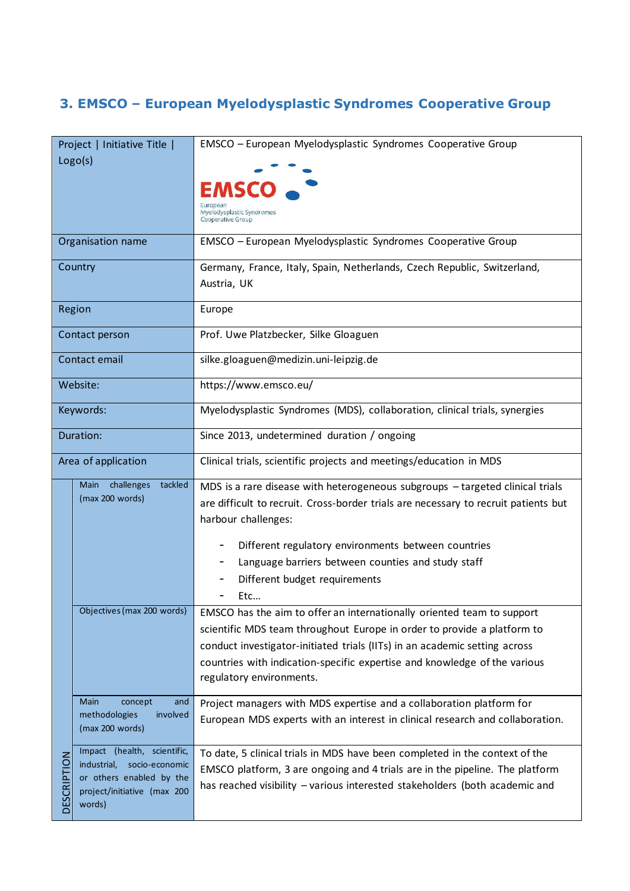### 3. EMSCO – European Myelodysplastic Syndromes Cooperative Group

| | | |
|---|---|---|
| Project \| Initiative Title \| Logo(s) | | EMSCO – European Myelodysplastic Syndromes Cooperative Group<br>EMSCO European Myelodysplastic Syndromes Cooperative Group |
| Organisation name | | EMSCO – European Myelodysplastic Syndromes Cooperative Group |
| Country | | Germany, France, Italy, Spain, Netherlands, Czech Republic, Switzerland, Austria, UK |
| Region | | Europe |
| Contact person | | Prof. Uwe Platzbecker, Silke Gloaguen |
| Contact email | | silke.gloaguen@medizin.uni-leipzig.de |
| Website: | | https://www.emsco.eu/ |
| Keywords: | | Myelodysplastic Syndromes (MDS), collaboration, clinical trials, synergies |
| Duration: | | Since 2013, undetermined duration / ongoing |
| Area of application | | Clinical trials, scientific projects and meetings/education in MDS |
| DESCRIPTION | Main challenges tackled (max 200 words) | MDS is a rare disease with heterogeneous subgroups – targeted clinical trials are difficult to recruit. Cross-border trials are necessary to recruit patients but harbour challenges:<br>- Different regulatory environments between countries<br>- Language barriers between counties and study staff<br>- Different budget requirements<br>- Etc… |
| | Objectives (max 200 words) | EMSCO has the aim to offer an internationally oriented team to support scientific MDS team throughout Europe in order to provide a platform to conduct investigator-initiated trials (IITs) in an academic setting across countries with indication-specific expertise and knowledge of the various regulatory environments. |
| | Main concept and methodologies involved (max 200 words) | Project managers with MDS expertise and a collaboration platform for European MDS experts with an interest in clinical research and collaboration. |
| | Impact (health, scientific, industrial, socio-economic or others enabled by the project/initiative (max 200 words) | To date, 5 clinical trials in MDS have been completed in the context of the EMSCO platform, 3 are ongoing and 4 trials are in the pipeline. The platform has reached visibility – various interested stakeholders (both academic and |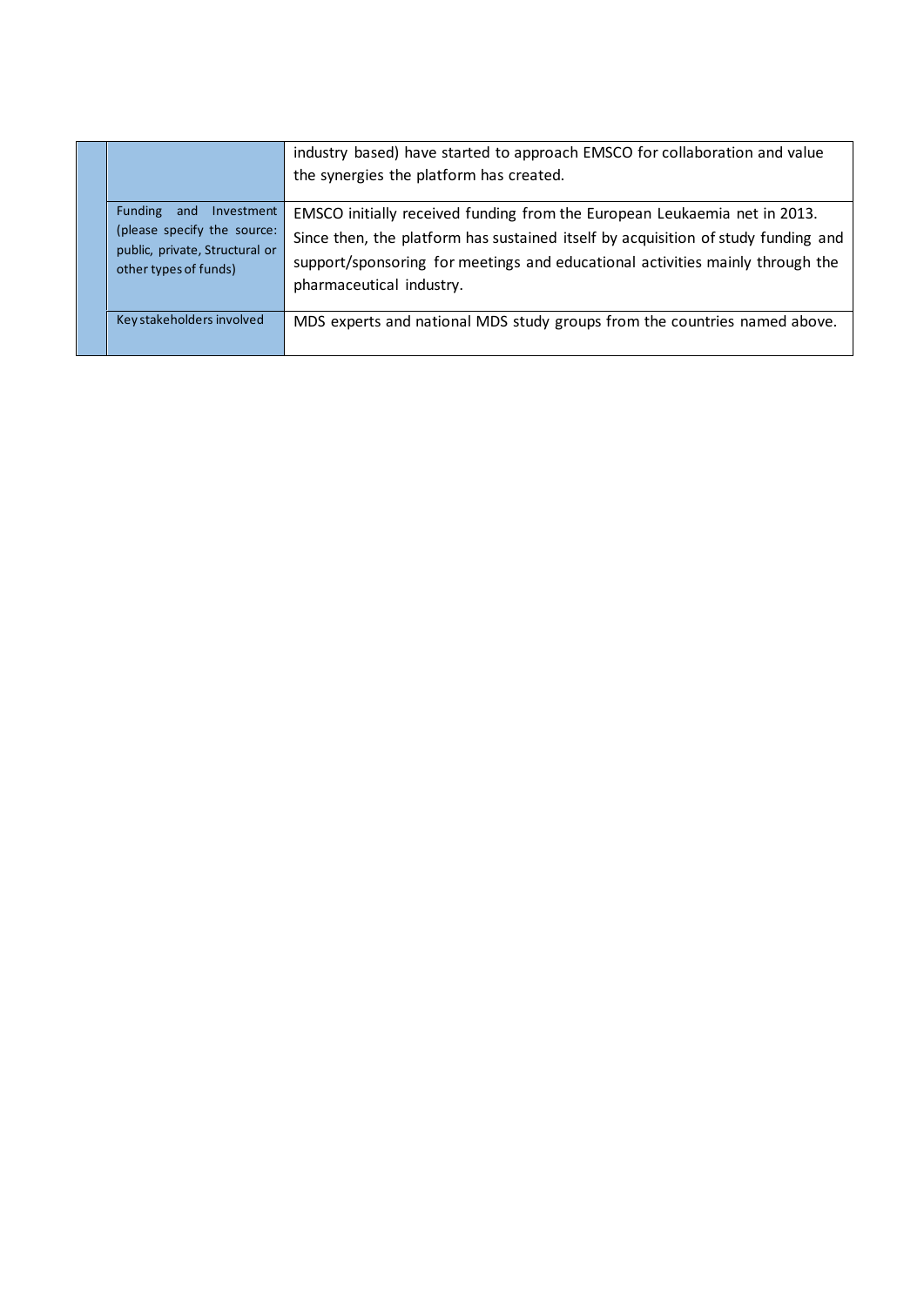| | | |
|---|---|---|
| | | industry based) have started to approach EMSCO for collaboration and value the synergies the platform has created. |
| | Funding and Investment (please specify the source: public, private, Structural or other types of funds) | EMSCO initially received funding from the European Leukaemia net in 2013. Since then, the platform has sustained itself by acquisition of study funding and support/sponsoring for meetings and educational activities mainly through the pharmaceutical industry. |
| | Key stakeholders involved | MDS experts and national MDS study groups from the countries named above. |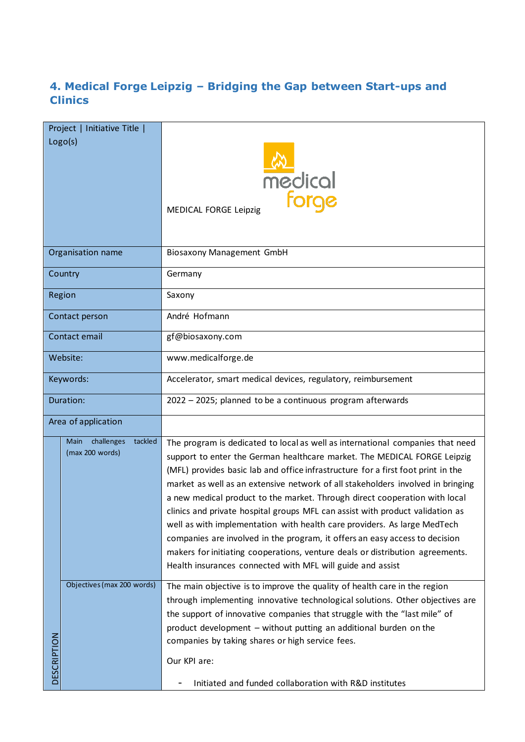## 4. Medical Forge Leipzig – Bridging the Gap between Start-ups and Clinics

| Project \| Initiative Title \| Logo(s) | | MEDICAL FORGE Leipzig |
|---|---|---|
| Organisation name | | Biosaxony Management GmbH |
| Country | | Germany |
| Region | | Saxony |
| Contact person | | André Hofmann |
| Contact email | | gf@biosaxony.com |
| Website: | | www.medicalforge.de |
| Keywords: | | Accelerator, smart medical devices, regulatory, reimbursement |
| Duration: | | 2022 – 2025; planned to be a continuous program afterwards |
| Area of application | | |
| DESCRIPTION | Main challenges tackled (max 200 words) | The program is dedicated to local as well as international companies that need support to enter the German healthcare market. The MEDICAL FORGE Leipzig (MFL) provides basic lab and office infrastructure for a first foot print in the market as well as an extensive network of all stakeholders involved in bringing a new medical product to the market. Through direct cooperation with local clinics and private hospital groups MFL can assist with product validation as well as with implementation with health care providers. As large MedTech companies are involved in the program, it offers an easy access to decision makers for initiating cooperations, venture deals or distribution agreements. Health insurances connected with MFL will guide and assist |
| | Objectives (max 200 words) | The main objective is to improve the quality of health care in the region through implementing innovative technological solutions. Other objectives are the support of innovative companies that struggle with the "last mile" of product development – without putting an additional burden on the companies by taking shares or high service fees.<br><br>Our KPI are:<br><br>- Initiated and funded collaboration with R&D institutes |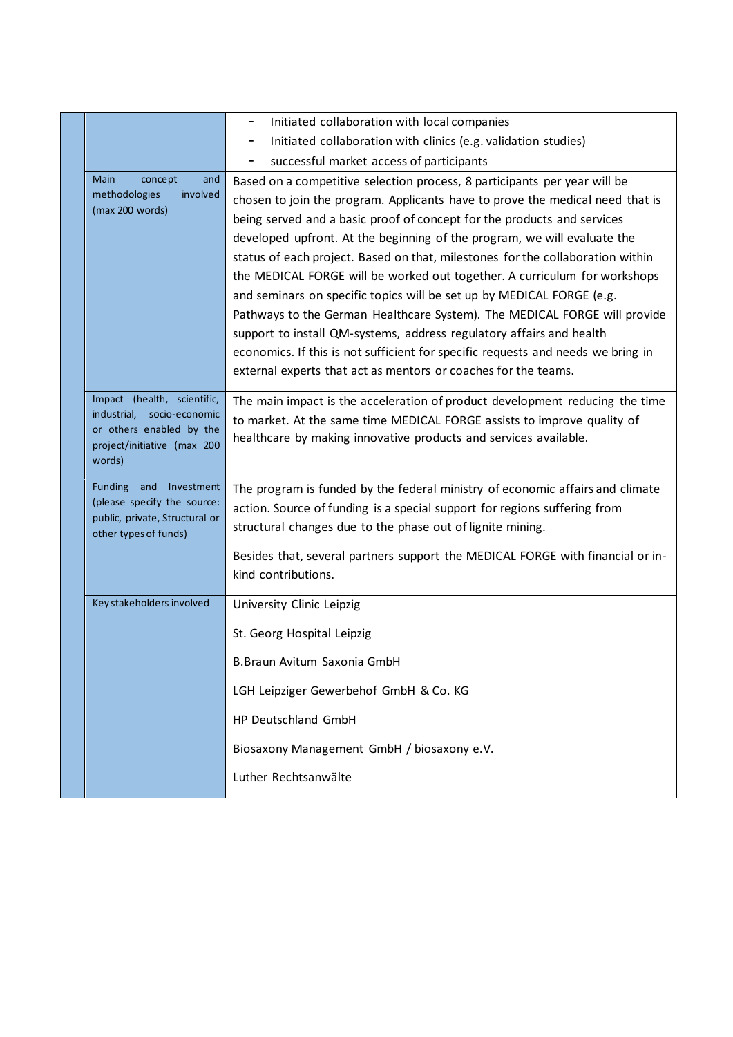| | | |
|---|---|---|
| | | - Initiated collaboration with local companies<br>- Initiated collaboration with clinics (e.g. validation studies)<br>- successful market access of participants |
| | Main concept and methodologies involved (max 200 words) | Based on a competitive selection process, 8 participants per year will be chosen to join the program. Applicants have to prove the medical need that is being served and a basic proof of concept for the products and services developed upfront. At the beginning of the program, we will evaluate the status of each project. Based on that, milestones for the collaboration within the MEDICAL FORGE will be worked out together. A curriculum for workshops and seminars on specific topics will be set up by MEDICAL FORGE (e.g. Pathways to the German Healthcare System). The MEDICAL FORGE will provide support to install QM-systems, address regulatory affairs and health economics. If this is not sufficient for specific requests and needs we bring in external experts that act as mentors or coaches for the teams. |
| | Impact (health, scientific, industrial, socio-economic or others enabled by the project/initiative (max 200 words) | The main impact is the acceleration of product development reducing the time to market. At the same time MEDICAL FORGE assists to improve quality of healthcare by making innovative products and services available. |
| | Funding and Investment (please specify the source: public, private, Structural or other types of funds) | The program is funded by the federal ministry of economic affairs and climate action. Source of funding is a special support for regions suffering from structural changes due to the phase out of lignite mining.<br><br>Besides that, several partners support the MEDICAL FORGE with financial or in-kind contributions. |
| | Key stakeholders involved | University Clinic Leipzig<br><br>St. Georg Hospital Leipzig<br><br>B.Braun Avitum Saxonia GmbH<br><br>LGH Leipziger Gewerbehof GmbH & Co. KG<br><br>HP Deutschland GmbH<br><br>Biosaxony Management GmbH / biosaxony e.V.<br><br>Luther Rechtsanwälte |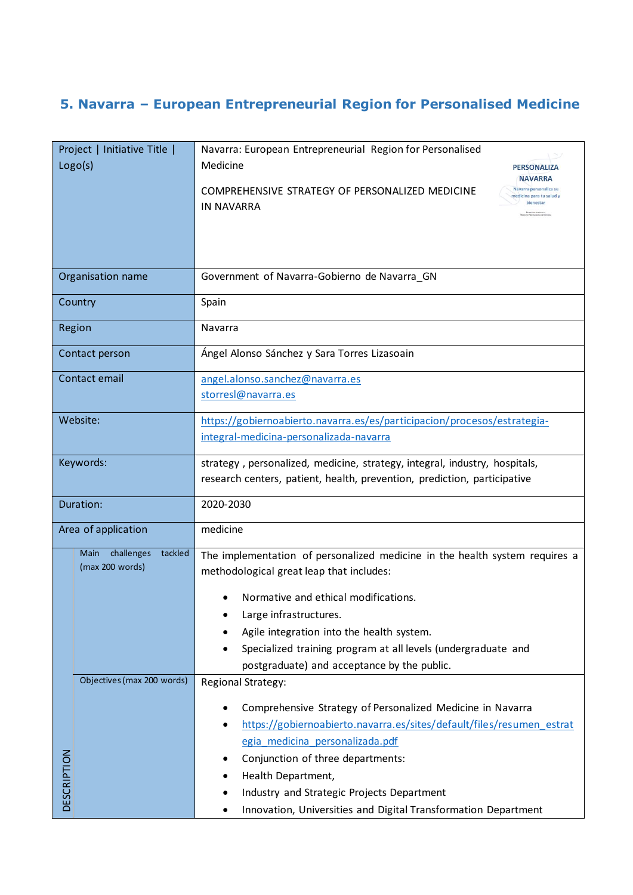## 5. Navarra – European Entrepreneurial Region for Personalised Medicine

| Project \| Initiative Title \| Logo(s) | | Navarra: European Entrepreneurial Region for Personalised Medicine<br><br>COMPREHENSIVE STRATEGY OF PERSONALIZED MEDICINE IN NAVARRA<br><br>PERSONALIZA NAVARRA<br>Navarra personaliza su medicina para tu salud y bienestar |
|---|---|---|
| Organisation name | | Government of Navarra-Gobierno de Navarra_GN |
| Country | | Spain |
| Region | | Navarra |
| Contact person | | Ángel Alonso Sánchez y Sara Torres Lizasoain |
| Contact email | | angel.alonso.sanchez@navarra.es<br>storresl@navarra.es |
| Website: | | https://gobiernoabierto.navarra.es/es/participacion/procesos/estrategia-integral-medicina-personalizada-navarra |
| Keywords: | | strategy , personalized, medicine, strategy, integral, industry, hospitals, research centers, patient, health, prevention, prediction, participative |
| Duration: | | 2020-2030 |
| Area of application | | medicine |
| DESCRIPTION | Main challenges tackled (max 200 words) | The implementation of personalized medicine in the health system requires a methodological great leap that includes:<br>• Normative and ethical modifications.<br>• Large infrastructures.<br>• Agile integration into the health system.<br>• Specialized training program at all levels (undergraduate and postgraduate) and acceptance by the public. |
| | Objectives (max 200 words) | Regional Strategy:<br>• Comprehensive Strategy of Personalized Medicine in Navarra<br>• https://gobiernoabierto.navarra.es/sites/default/files/resumen_estrategia_medicina_personalizada.pdf<br>• Conjunction of three departments:<br>• Health Department,<br>• Industry and Strategic Projects Department<br>• Innovation, Universities and Digital Transformation Department |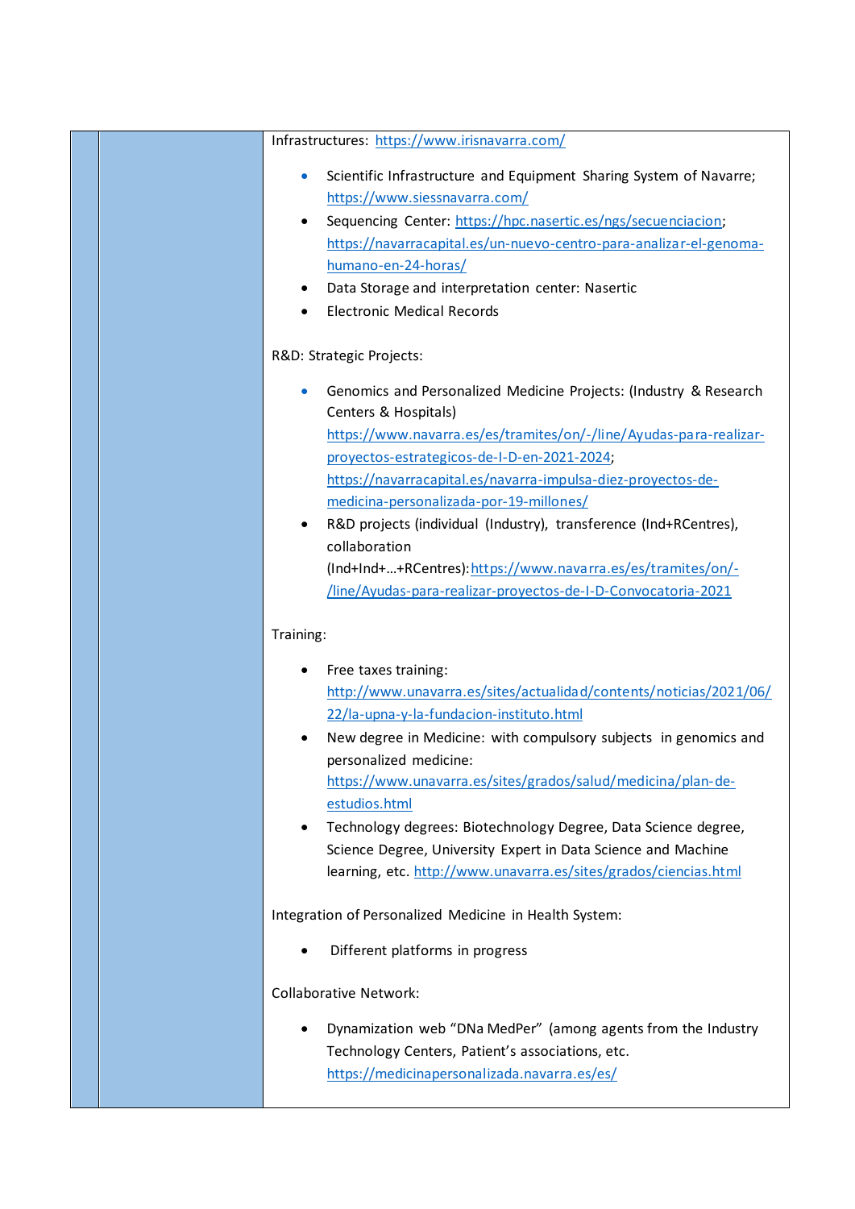| | | Infrastructures: https://www.irisnavarra.com/<br><br>• Scientific Infrastructure and Equipment Sharing System of Navarre; https://www.siessnavarra.com/<br>• Sequencing Center: https://hpc.nasertic.es/ngs/secuenciacion; https://navarracapital.es/un-nuevo-centro-para-analizar-el-genoma-humano-en-24-horas/<br>• Data Storage and interpretation center: Nasertic<br>• Electronic Medical Records<br><br>R&D: Strategic Projects:<br><br>• Genomics and Personalized Medicine Projects: (Industry & Research Centers & Hospitals) https://www.navarra.es/es/tramites/on/-/line/Ayudas-para-realizar-proyectos-estrategicos-de-I-D-en-2021-2024; https://navarracapital.es/navarra-impulsa-diez-proyectos-de-medicina-personalizada-por-19-millones/<br>• R&D projects (individual (Industry), transference (Ind+RCentres), collaboration (Ind+Ind+…+RCentres): https://www.navarra.es/es/tramites/on/-/line/Ayudas-para-realizar-proyectos-de-I-D-Convocatoria-2021<br><br>Training:<br><br>• Free taxes training: http://www.unavarra.es/sites/actualidad/contents/noticias/2021/06/22/la-upna-y-la-fundacion-instituto.html<br>• New degree in Medicine: with compulsory subjects in genomics and personalized medicine: https://www.unavarra.es/sites/grados/salud/medicina/plan-de-estudios.html<br>• Technology degrees: Biotechnology Degree, Data Science degree, Science Degree, University Expert in Data Science and Machine learning, etc. http://www.unavarra.es/sites/grados/ciencias.html<br><br>Integration of Personalized Medicine in Health System:<br><br>• Different platforms in progress<br><br>Collaborative Network:<br><br>• Dynamization web "DNa MedPer" (among agents from the Industry Technology Centers, Patient's associations, etc. https://medicinapersonalizada.navarra.es/es/ |
|---|---|---|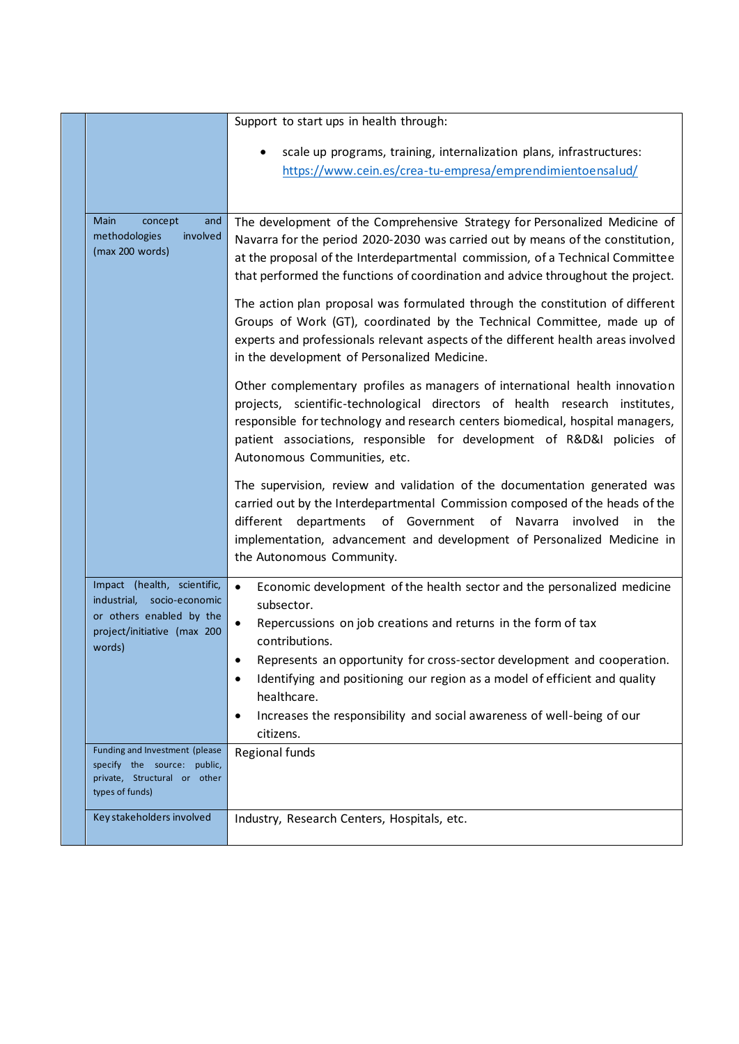| | | |
|---|---|---|
| | | Support to start ups in health through:<br><br>• scale up programs, training, internalization plans, infrastructures: [https://www.cein.es/crea-tu-empresa/emprendimientoensalud/](https://www.cein.es/crea-tu-empresa/emprendimientoensalud/) |
| | Main concept and methodologies involved (max 200 words) | The development of the Comprehensive Strategy for Personalized Medicine of Navarra for the period 2020-2030 was carried out by means of the constitution, at the proposal of the Interdepartmental commission, of a Technical Committee that performed the functions of coordination and advice throughout the project.<br><br>The action plan proposal was formulated through the constitution of different Groups of Work (GT), coordinated by the Technical Committee, made up of experts and professionals relevant aspects of the different health areas involved in the development of Personalized Medicine.<br><br>Other complementary profiles as managers of international health innovation projects, scientific-technological directors of health research institutes, responsible for technology and research centers biomedical, hospital managers, patient associations, responsible for development of R&D&I policies of Autonomous Communities, etc.<br><br>The supervision, review and validation of the documentation generated was carried out by the Interdepartmental Commission composed of the heads of the different departments of Government of Navarra involved in the implementation, advancement and development of Personalized Medicine in the Autonomous Community. |
| | Impact (health, scientific, industrial, socio-economic or others enabled by the project/initiative (max 200 words) | • Economic development of the health sector and the personalized medicine subsector.<br>• Repercussions on job creations and returns in the form of tax contributions.<br>• Represents an opportunity for cross-sector development and cooperation.<br>• Identifying and positioning our region as a model of efficient and quality healthcare.<br>• Increases the responsibility and social awareness of well-being of our citizens. |
| | Funding and Investment (please specify the source: public, private, Structural or other types of funds) | Regional funds |
| | Key stakeholders involved | Industry, Research Centers, Hospitals, etc. |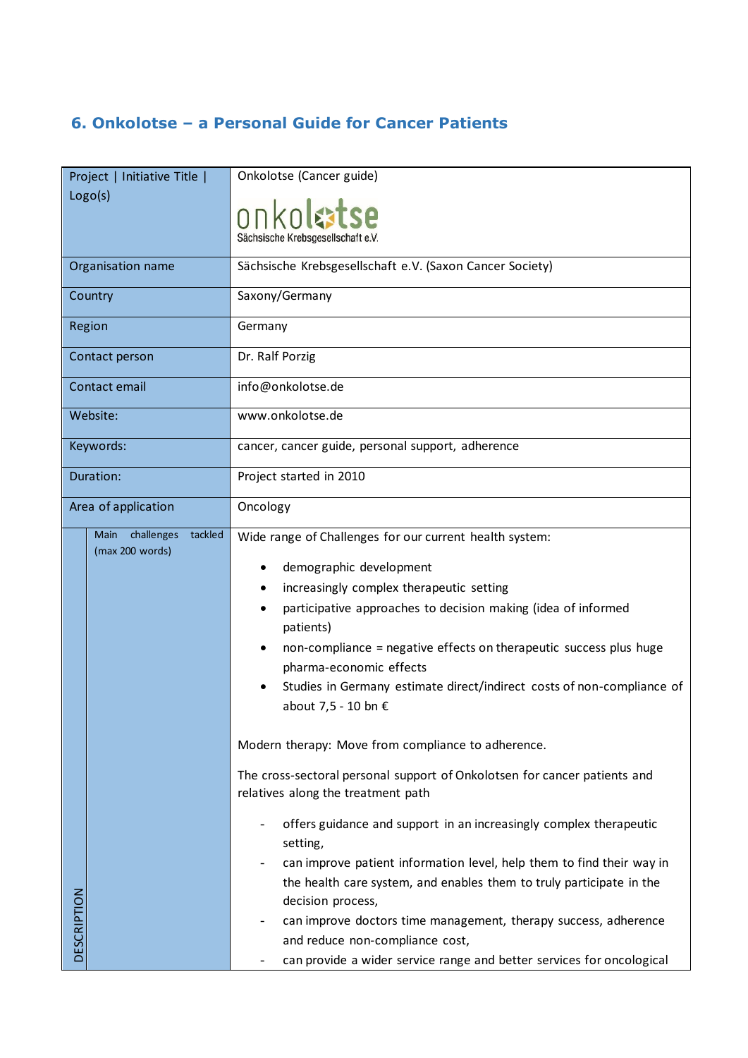## 6. Onkolotse – a Personal Guide for Cancer Patients

| Project \| Initiative Title \| Logo(s) | Onkolotse (Cancer guide)<br>onkolotse<br>Sächsische Krebsgesellschaft e.V. |
|---|---|
| Organisation name | Sächsische Krebsgesellschaft e.V. (Saxon Cancer Society) |
| Country | Saxony/Germany |
| Region | Germany |
| Contact person | Dr. Ralf Porzig |
| Contact email | info@onkolotse.de |
| Website: | www.onkolotse.de |
| Keywords: | cancer, cancer guide, personal support, adherence |
| Duration: | Project started in 2010 |
| Area of application | Oncology |
| DESCRIPTION – Main challenges tackled (max 200 words) | Wide range of Challenges for our current health system:<br>• demographic development<br>• increasingly complex therapeutic setting<br>• participative approaches to decision making (idea of informed patients)<br>• non-compliance = negative effects on therapeutic success plus huge pharma-economic effects<br>• Studies in Germany estimate direct/indirect costs of non-compliance of about 7,5 - 10 bn €<br><br>Modern therapy: Move from compliance to adherence.<br><br>The cross-sectoral personal support of Onkolotsen for cancer patients and relatives along the treatment path<br>- offers guidance and support in an increasingly complex therapeutic setting,<br>- can improve patient information level, help them to find their way in the health care system, and enables them to truly participate in the decision process,<br>- can improve doctors time management, therapy success, adherence and reduce non-compliance cost,<br>- can provide a wider service range and better services for oncological |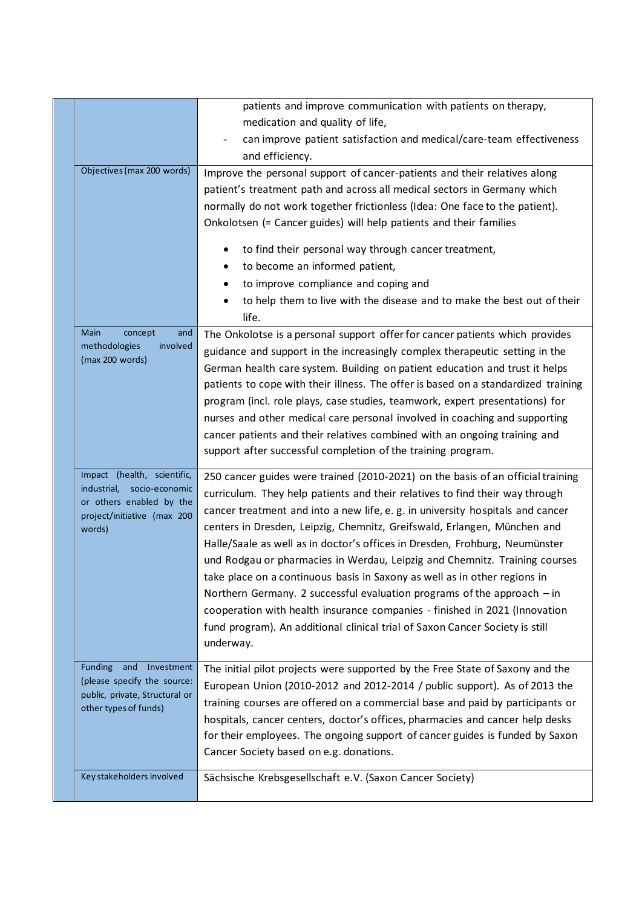| | | |
|---|---|---|
| | | patients and improve communication with patients on therapy, medication and quality of life,<br>- can improve patient satisfaction and medical/care-team effectiveness and efficiency. |
| | Objectives (max 200 words) | Improve the personal support of cancer-patients and their relatives along patient's treatment path and across all medical sectors in Germany which normally do not work together frictionless (Idea: One face to the patient). Onkolotsen (= Cancer guides) will help patients and their families<br>• to find their personal way through cancer treatment,<br>• to become an informed patient,<br>• to improve compliance and coping and<br>• to help them to live with the disease and to make the best out of their life. |
| | Main concept and methodologies involved (max 200 words) | The Onkolotse is a personal support offer for cancer patients which provides guidance and support in the increasingly complex therapeutic setting in the German health care system. Building on patient education and trust it helps patients to cope with their illness. The offer is based on a standardized training program (incl. role plays, case studies, teamwork, expert presentations) for nurses and other medical care personal involved in coaching and supporting cancer patients and their relatives combined with an ongoing training and support after successful completion of the training program. |
| | Impact (health, scientific, industrial, socio-economic or others enabled by the project/initiative (max 200 words) | 250 cancer guides were trained (2010-2021) on the basis of an official training curriculum. They help patients and their relatives to find their way through cancer treatment and into a new life, e. g. in university hospitals and cancer centers in Dresden, Leipzig, Chemnitz, Greifswald, Erlangen, München and Halle/Saale as well as in doctor's offices in Dresden, Frohburg, Neumünster und Rodgau or pharmacies in Werdau, Leipzig and Chemnitz. Training courses take place on a continuous basis in Saxony as well as in other regions in Northern Germany. 2 successful evaluation programs of the approach – in cooperation with health insurance companies - finished in 2021 (Innovation fund program). An additional clinical trial of Saxon Cancer Society is still underway. |
| | Funding and Investment (please specify the source: public, private, Structural or other types of funds) | The initial pilot projects were supported by the Free State of Saxony and the European Union (2010-2012 and 2012-2014 / public support). As of 2013 the training courses are offered on a commercial base and paid by participants or hospitals, cancer centers, doctor's offices, pharmacies and cancer help desks for their employees. The ongoing support of cancer guides is funded by Saxon Cancer Society based on e.g. donations. |
| | Key stakeholders involved | Sächsische Krebsgesellschaft e.V. (Saxon Cancer Society) |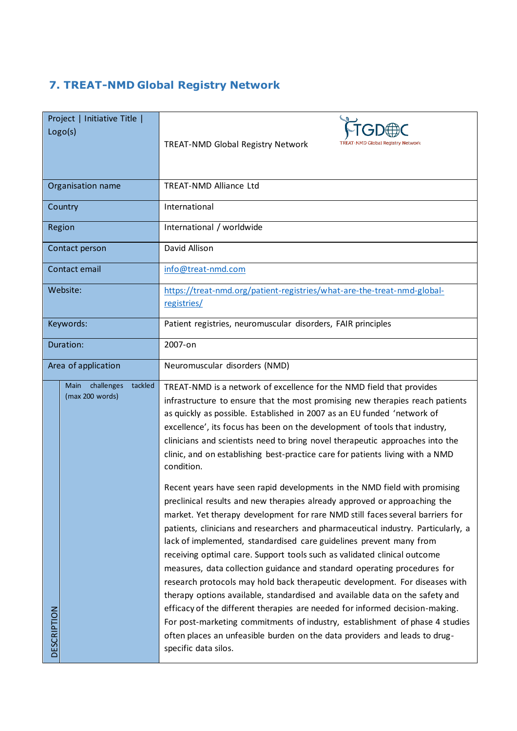## 7. TREAT-NMD Global Registry Network

| Project \| Initiative Title \| Logo(s) | TREAT-NMD Global Registry Network |
|---|---|
| Organisation name | TREAT-NMD Alliance Ltd |
| Country | International |
| Region | International / worldwide |
| Contact person | David Allison |
| Contact email | info@treat-nmd.com |
| Website: | https://treat-nmd.org/patient-registries/what-are-the-treat-nmd-global-registries/ |
| Keywords: | Patient registries, neuromuscular disorders, FAIR principles |
| Duration: | 2007-on |
| Area of application | Neuromuscular disorders (NMD) |
| DESCRIPTION – Main challenges tackled (max 200 words) | TREAT-NMD is a network of excellence for the NMD field that provides infrastructure to ensure that the most promising new therapies reach patients as quickly as possible. Established in 2007 as an EU funded 'network of excellence', its focus has been on the development of tools that industry, clinicians and scientists need to bring novel therapeutic approaches into the clinic, and on establishing best-practice care for patients living with a NMD condition.<br><br>Recent years have seen rapid developments in the NMD field with promising preclinical results and new therapies already approved or approaching the market. Yet therapy development for rare NMD still faces several barriers for patients, clinicians and researchers and pharmaceutical industry. Particularly, a lack of implemented, standardised care guidelines prevent many from receiving optimal care. Support tools such as validated clinical outcome measures, data collection guidance and standard operating procedures for research protocols may hold back therapeutic development. For diseases with therapy options available, standardised and available data on the safety and efficacy of the different therapies are needed for informed decision-making. For post-marketing commitments of industry, establishment of phase 4 studies often places an unfeasible burden on the data providers and leads to drug-specific data silos. |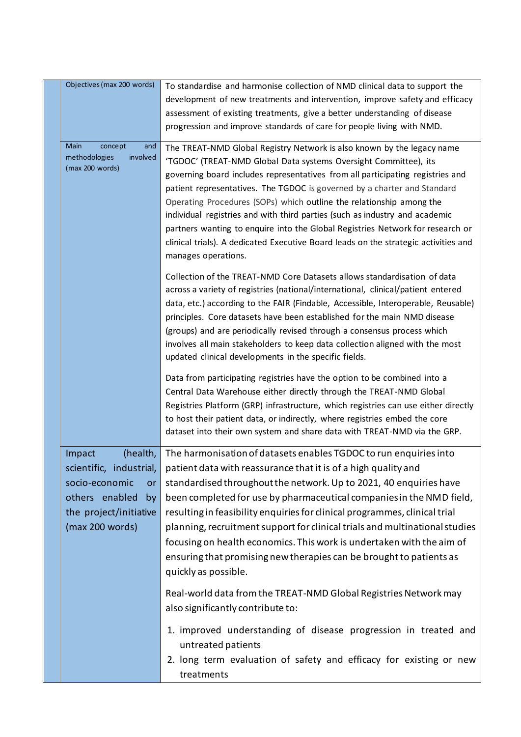| | |
|---|---|
| Objectives (max 200 words) | To standardise and harmonise collection of NMD clinical data to support the development of new treatments and intervention, improve safety and efficacy assessment of existing treatments, give a better understanding of disease progression and improve standards of care for people living with NMD. |
| Main concept and methodologies involved (max 200 words) | The TREAT-NMD Global Registry Network is also known by the legacy name 'TGDOC' (TREAT-NMD Global Data systems Oversight Committee), its governing board includes representatives from all participating registries and patient representatives. The TGDOC is governed by a charter and Standard Operating Procedures (SOPs) which outline the relationship among the individual registries and with third parties (such as industry and academic partners wanting to enquire into the Global Registries Network for research or clinical trials). A dedicated Executive Board leads on the strategic activities and manages operations.<br><br>Collection of the TREAT-NMD Core Datasets allows standardisation of data across a variety of registries (national/international, clinical/patient entered data, etc.) according to the FAIR (Findable, Accessible, Interoperable, Reusable) principles. Core datasets have been established for the main NMD disease (groups) and are periodically revised through a consensus process which involves all main stakeholders to keep data collection aligned with the most updated clinical developments in the specific fields.<br><br>Data from participating registries have the option to be combined into a Central Data Warehouse either directly through the TREAT-NMD Global Registries Platform (GRP) infrastructure, which registries can use either directly to host their patient data, or indirectly, where registries embed the core dataset into their own system and share data with TREAT-NMD via the GRP. |
| Impact (health, scientific, industrial, socio-economic or others enabled by the project/initiative (max 200 words) | The harmonisation of datasets enables TGDOC to run enquiries into patient data with reassurance that it is of a high quality and standardised throughout the network. Up to 2021, 40 enquiries have been completed for use by pharmaceutical companies in the NMD field, resulting in feasibility enquiries for clinical programmes, clinical trial planning, recruitment support for clinical trials and multinational studies focusing on health economics. This work is undertaken with the aim of ensuring that promising new therapies can be brought to patients as quickly as possible.<br><br>Real-world data from the TREAT-NMD Global Registries Network may also significantly contribute to:<br><br>1. improved understanding of disease progression in treated and untreated patients<br>2. long term evaluation of safety and efficacy for existing or new treatments |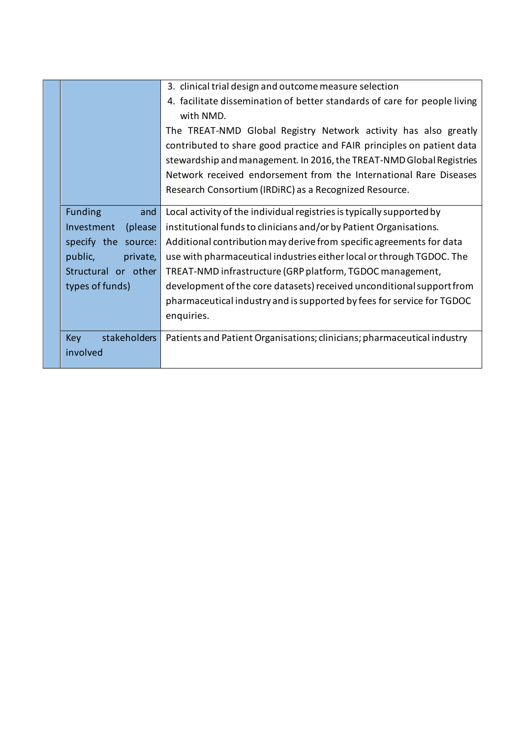|  |  |  |
| --- | --- | --- |
|  |  | 3. clinical trial design and outcome measure selection<br>4. facilitate dissemination of better standards of care for people living with NMD.<br>The TREAT-NMD Global Registry Network activity has also greatly contributed to share good practice and FAIR principles on patient data stewardship and management. In 2016, the TREAT-NMD Global Registries Network received endorsement from the International Rare Diseases Research Consortium (IRDiRC) as a Recognized Resource. |
|  | Funding and Investment (please specify the source: public, private, Structural or other types of funds) | Local activity of the individual registries is typically supported by institutional funds to clinicians and/or by Patient Organisations. Additional contribution may derive from specific agreements for data use with pharmaceutical industries either local or through TGDOC. The TREAT-NMD infrastructure (GRP platform, TGDOC management, development of the core datasets) received unconditional support from pharmaceutical industry and is supported by fees for service for TGDOC enquiries. |
|  | Key stakeholders involved | Patients and Patient Organisations; clinicians; pharmaceutical industry |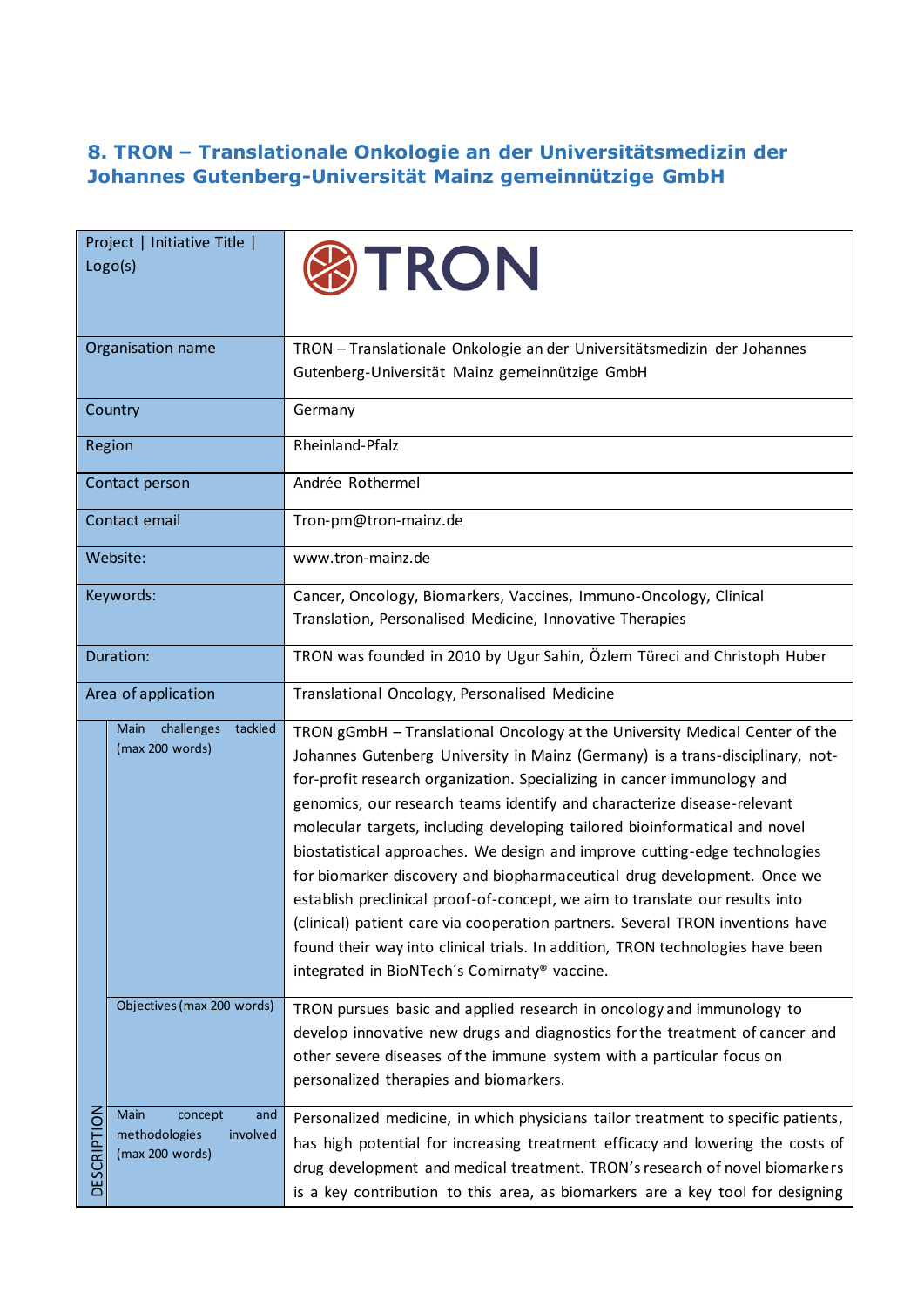### 8. TRON – Translationale Onkologie an der Universitätsmedizin der Johannes Gutenberg-Universität Mainz gemeinnützige GmbH

| Project \| Initiative Title \| Logo(s) | | TRON |
|---|---|---|
| Organisation name | | TRON – Translationale Onkologie an der Universitätsmedizin der Johannes Gutenberg-Universität Mainz gemeinnützige GmbH |
| Country | | Germany |
| Region | | Rheinland-Pfalz |
| Contact person | | Andrée Rothermel |
| Contact email | | Tron-pm@tron-mainz.de |
| Website: | | www.tron-mainz.de |
| Keywords: | | Cancer, Oncology, Biomarkers, Vaccines, Immuno-Oncology, Clinical Translation, Personalised Medicine, Innovative Therapies |
| Duration: | | TRON was founded in 2010 by Ugur Sahin, Özlem Türeci and Christoph Huber |
| Area of application | | Translational Oncology, Personalised Medicine |
| DESCRIPTION | Main challenges tackled (max 200 words) | TRON gGmbH – Translational Oncology at the University Medical Center of the Johannes Gutenberg University in Mainz (Germany) is a trans-disciplinary, not-for-profit research organization. Specializing in cancer immunology and genomics, our research teams identify and characterize disease-relevant molecular targets, including developing tailored bioinformatical and novel biostatistical approaches. We design and improve cutting-edge technologies for biomarker discovery and biopharmaceutical drug development. Once we establish preclinical proof-of-concept, we aim to translate our results into (clinical) patient care via cooperation partners. Several TRON inventions have found their way into clinical trials. In addition, TRON technologies have been integrated in BioNTech´s Comirnaty® vaccine. |
| | Objectives (max 200 words) | TRON pursues basic and applied research in oncology and immunology to develop innovative new drugs and diagnostics for the treatment of cancer and other severe diseases of the immune system with a particular focus on personalized therapies and biomarkers. |
| | Main concept and methodologies involved (max 200 words) | Personalized medicine, in which physicians tailor treatment to specific patients, has high potential for increasing treatment efficacy and lowering the costs of drug development and medical treatment. TRON's research of novel biomarkers is a key contribution to this area, as biomarkers are a key tool for designing |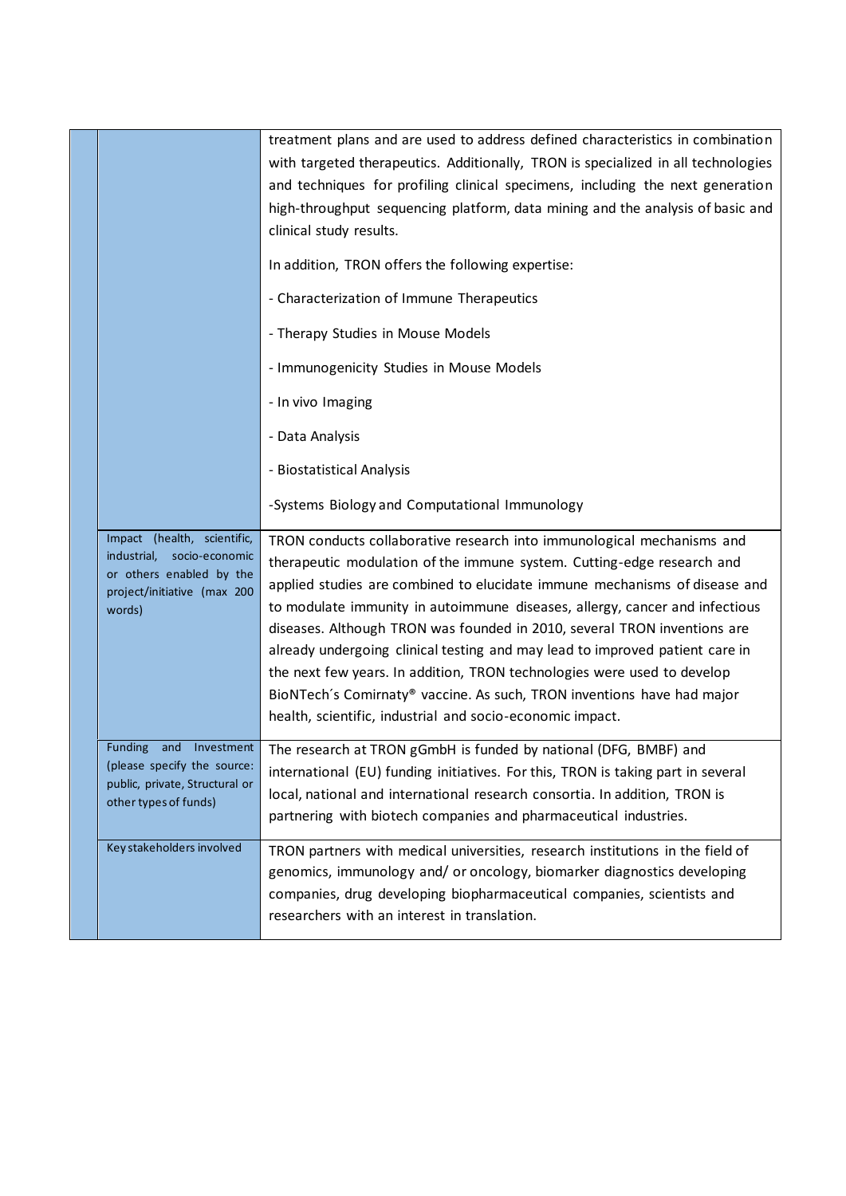| | |
|---|---|
| | treatment plans and are used to address defined characteristics in combination with targeted therapeutics. Additionally, TRON is specialized in all technologies and techniques for profiling clinical specimens, including the next generation high-throughput sequencing platform, data mining and the analysis of basic and clinical study results.<br><br>In addition, TRON offers the following expertise:<br><br>- Characterization of Immune Therapeutics<br><br>- Therapy Studies in Mouse Models<br><br>- Immunogenicity Studies in Mouse Models<br><br>- In vivo Imaging<br><br>- Data Analysis<br><br>- Biostatistical Analysis<br><br>-Systems Biology and Computational Immunology |
| Impact (health, scientific, industrial, socio-economic or others enabled by the project/initiative (max 200 words) | TRON conducts collaborative research into immunological mechanisms and therapeutic modulation of the immune system. Cutting-edge research and applied studies are combined to elucidate immune mechanisms of disease and to modulate immunity in autoimmune diseases, allergy, cancer and infectious diseases. Although TRON was founded in 2010, several TRON inventions are already undergoing clinical testing and may lead to improved patient care in the next few years. In addition, TRON technologies were used to develop BioNTech´s Comirnaty® vaccine. As such, TRON inventions have had major health, scientific, industrial and socio-economic impact. |
| Funding and Investment (please specify the source: public, private, Structural or other types of funds) | The research at TRON gGmbH is funded by national (DFG, BMBF) and international (EU) funding initiatives. For this, TRON is taking part in several local, national and international research consortia. In addition, TRON is partnering with biotech companies and pharmaceutical industries. |
| Key stakeholders involved | TRON partners with medical universities, research institutions in the field of genomics, immunology and/ or oncology, biomarker diagnostics developing companies, drug developing biopharmaceutical companies, scientists and researchers with an interest in translation. |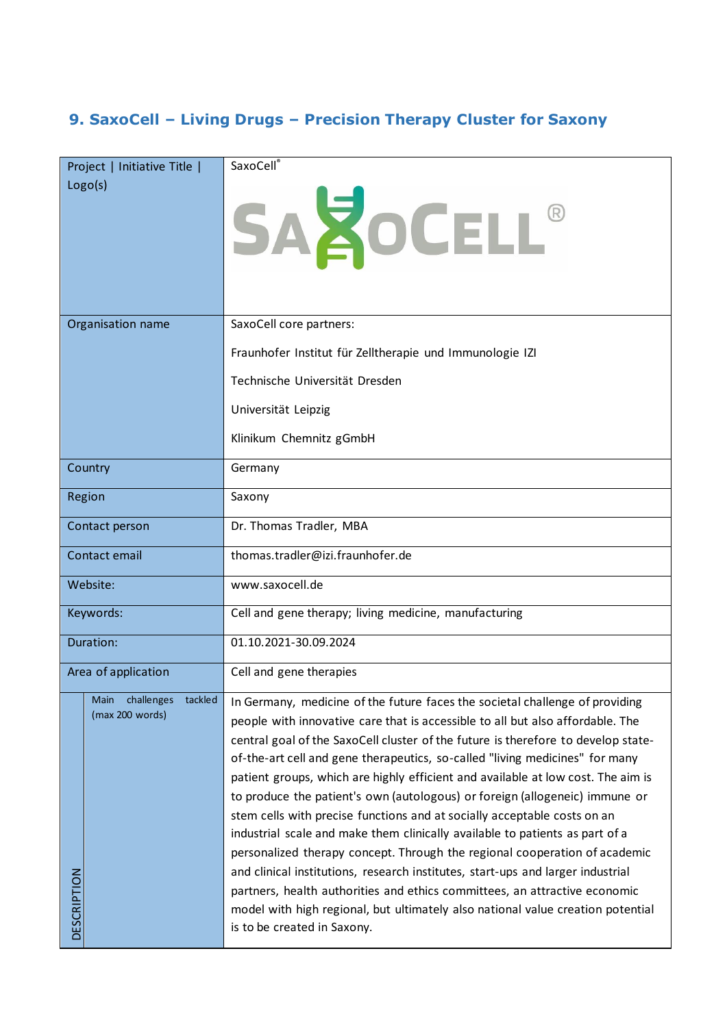## 9. SaxoCell – Living Drugs – Precision Therapy Cluster for Saxony

| Project \| Initiative Title \| Logo(s) | SaxoCell® |
|---|---|
| Organisation name | SaxoCell core partners:<br><br>Fraunhofer Institut für Zelltherapie und Immunologie IZI<br><br>Technische Universität Dresden<br><br>Universität Leipzig<br><br>Klinikum Chemnitz gGmbH |
| Country | Germany |
| Region | Saxony |
| Contact person | Dr. Thomas Tradler, MBA |
| Contact email | thomas.tradler@izi.fraunhofer.de |
| Website: | www.saxocell.de |
| Keywords: | Cell and gene therapy; living medicine, manufacturing |
| Duration: | 01.10.2021-30.09.2024 |
| Area of application | Cell and gene therapies |
| DESCRIPTION – Main challenges tackled (max 200 words) | In Germany, medicine of the future faces the societal challenge of providing people with innovative care that is accessible to all but also affordable. The central goal of the SaxoCell cluster of the future is therefore to develop state-of-the-art cell and gene therapeutics, so-called "living medicines" for many patient groups, which are highly efficient and available at low cost. The aim is to produce the patient's own (autologous) or foreign (allogeneic) immune or stem cells with precise functions and at socially acceptable costs on an industrial scale and make them clinically available to patients as part of a personalized therapy concept. Through the regional cooperation of academic and clinical institutions, research institutes, start-ups and larger industrial partners, health authorities and ethics committees, an attractive economic model with high regional, but ultimately also national value creation potential is to be created in Saxony. |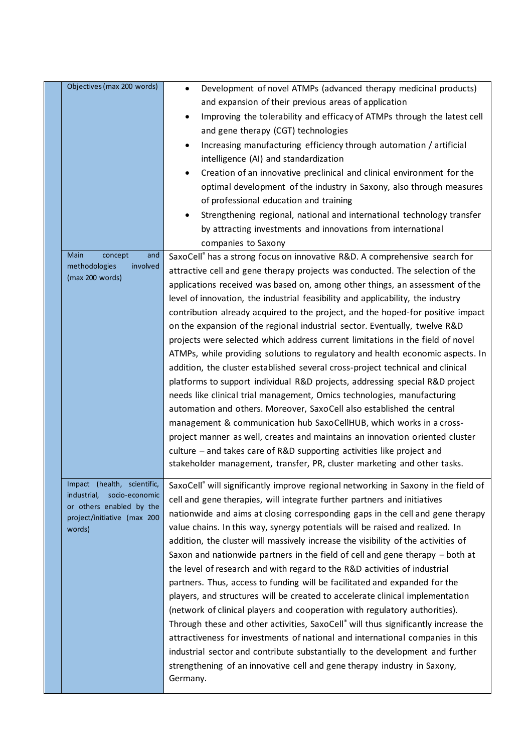| | |
|---|---|
| Objectives (max 200 words) | • Development of novel ATMPs (advanced therapy medicinal products) and expansion of their previous areas of application<br>• Improving the tolerability and efficacy of ATMPs through the latest cell and gene therapy (CGT) technologies<br>• Increasing manufacturing efficiency through automation / artificial intelligence (AI) and standardization<br>• Creation of an innovative preclinical and clinical environment for the optimal development of the industry in Saxony, also through measures of professional education and training<br>• Strengthening regional, national and international technology transfer by attracting investments and innovations from international companies to Saxony |
| Main concept and methodologies involved (max 200 words) | SaxoCell® has a strong focus on innovative R&D. A comprehensive search for attractive cell and gene therapy projects was conducted. The selection of the applications received was based on, among other things, an assessment of the level of innovation, the industrial feasibility and applicability, the industry contribution already acquired to the project, and the hoped-for positive impact on the expansion of the regional industrial sector. Eventually, twelve R&D projects were selected which address current limitations in the field of novel ATMPs, while providing solutions to regulatory and health economic aspects. In addition, the cluster established several cross-project technical and clinical platforms to support individual R&D projects, addressing special R&D project needs like clinical trial management, Omics technologies, manufacturing automation and others. Moreover, SaxoCell also established the central management & communication hub SaxoCellHUB, which works in a cross-project manner as well, creates and maintains an innovation oriented cluster culture – and takes care of R&D supporting activities like project and stakeholder management, transfer, PR, cluster marketing and other tasks. |
| Impact (health, scientific, industrial, socio-economic or others enabled by the project/initiative (max 200 words) | SaxoCell® will significantly improve regional networking in Saxony in the field of cell and gene therapies, will integrate further partners and initiatives nationwide and aims at closing corresponding gaps in the cell and gene therapy value chains. In this way, synergy potentials will be raised and realized. In addition, the cluster will massively increase the visibility of the activities of Saxon and nationwide partners in the field of cell and gene therapy – both at the level of research and with regard to the R&D activities of industrial partners. Thus, access to funding will be facilitated and expanded for the players, and structures will be created to accelerate clinical implementation (network of clinical players and cooperation with regulatory authorities). Through these and other activities, SaxoCell® will thus significantly increase the attractiveness for investments of national and international companies in this industrial sector and contribute substantially to the development and further strengthening of an innovative cell and gene therapy industry in Saxony, Germany. |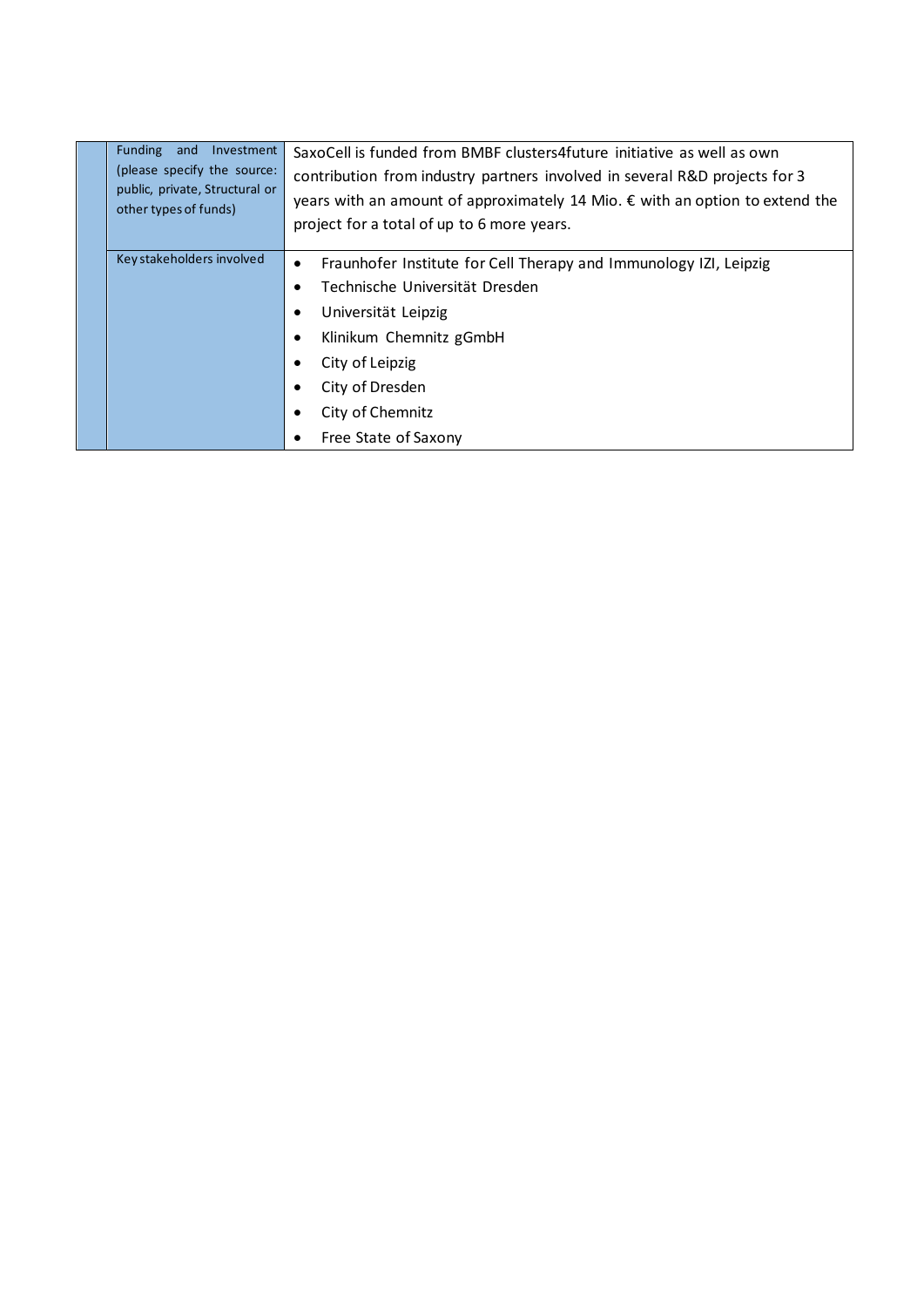| | | |
|---|---|---|
| | Funding and Investment (please specify the source: public, private, Structural or other types of funds) | SaxoCell is funded from BMBF clusters4future initiative as well as own contribution from industry partners involved in several R&D projects for 3 years with an amount of approximately 14 Mio. € with an option to extend the project for a total of up to 6 more years. |
| | Key stakeholders involved | • Fraunhofer Institute for Cell Therapy and Immunology IZI, Leipzig<br>• Technische Universität Dresden<br>• Universität Leipzig<br>• Klinikum Chemnitz gGmbH<br>• City of Leipzig<br>• City of Dresden<br>• City of Chemnitz<br>• Free State of Saxony |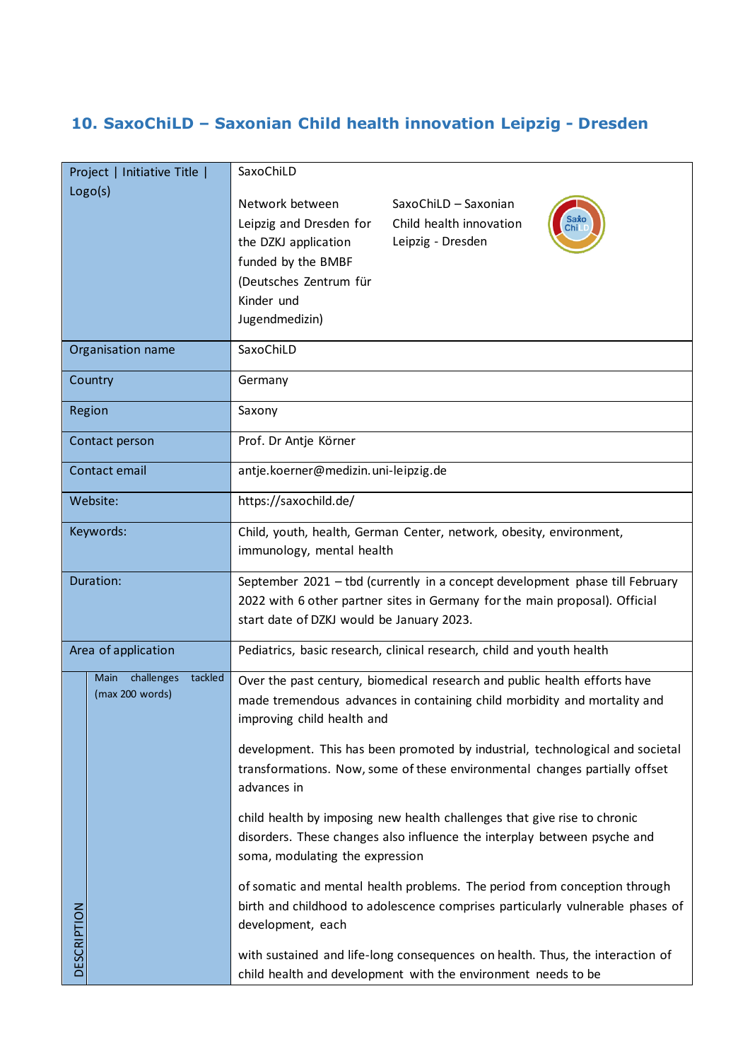## 10. SaxoChiLD – Saxonian Child health innovation Leipzig - Dresden

| Project \| Initiative Title \| Logo(s) | SaxoChiLD<br><br>Network between Leipzig and Dresden for the DZKJ application funded by the BMBF (Deutsches Zentrum für Kinder und Jugendmedizin)<br><br>SaxoChiLD – Saxonian Child health innovation Leipzig - Dresden |
|---|---|
| Organisation name | SaxoChiLD |
| Country | Germany |
| Region | Saxony |
| Contact person | Prof. Dr Antje Körner |
| Contact email | antje.koerner@medizin.uni-leipzig.de |
| Website: | https://saxochild.de/ |
| Keywords: | Child, youth, health, German Center, network, obesity, environment, immunology, mental health |
| Duration: | September 2021 – tbd (currently in a concept development phase till February 2022 with 6 other partner sites in Germany for the main proposal). Official start date of DZKJ would be January 2023. |
| Area of application | Pediatrics, basic research, clinical research, child and youth health |
| DESCRIPTION – Main challenges tackled (max 200 words) | Over the past century, biomedical research and public health efforts have made tremendous advances in containing child morbidity and mortality and improving child health and<br><br>development. This has been promoted by industrial, technological and societal transformations. Now, some of these environmental changes partially offset advances in<br><br>child health by imposing new health challenges that give rise to chronic disorders. These changes also influence the interplay between psyche and soma, modulating the expression<br><br>of somatic and mental health problems. The period from conception through birth and childhood to adolescence comprises particularly vulnerable phases of development, each<br><br>with sustained and life-long consequences on health. Thus, the interaction of child health and development with the environment needs to be |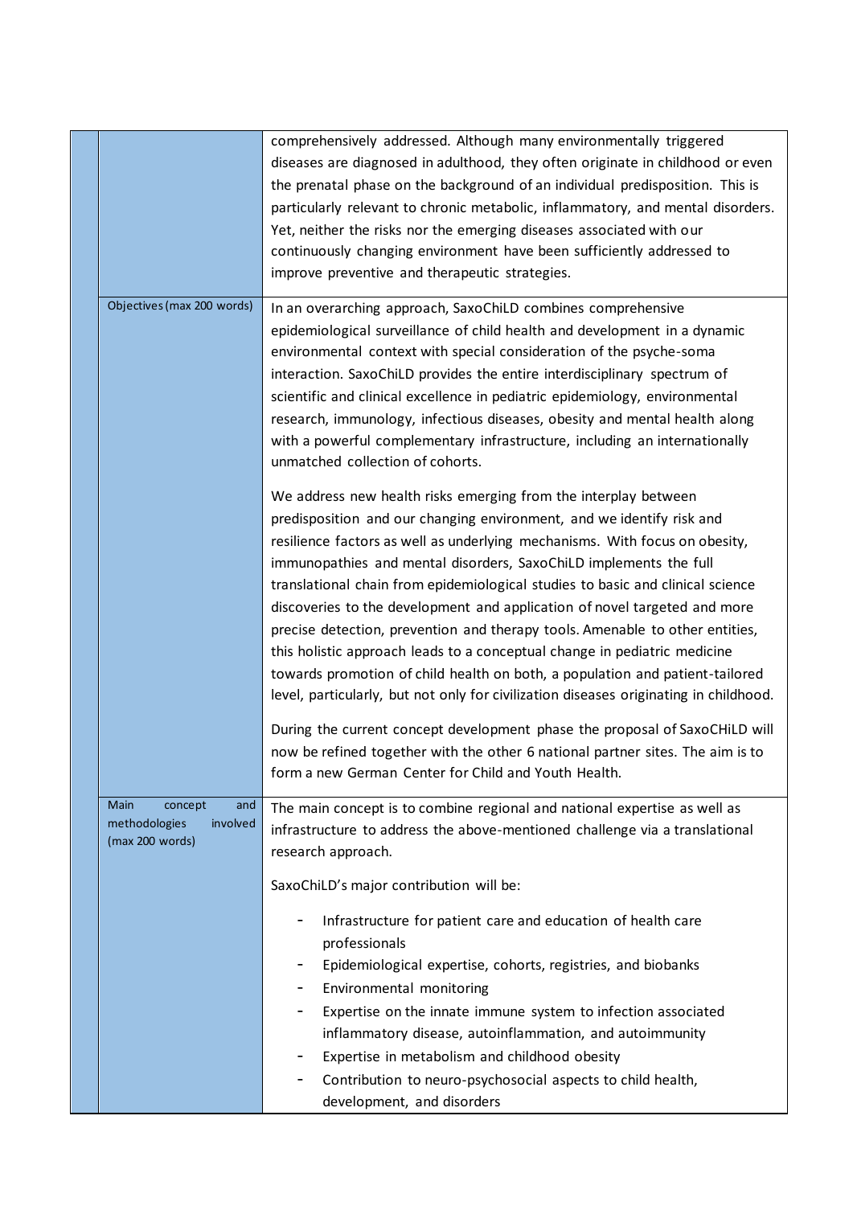| | | |
|---|---|---|
| | | comprehensively addressed. Although many environmentally triggered diseases are diagnosed in adulthood, they often originate in childhood or even the prenatal phase on the background of an individual predisposition. This is particularly relevant to chronic metabolic, inflammatory, and mental disorders. Yet, neither the risks nor the emerging diseases associated with our continuously changing environment have been sufficiently addressed to improve preventive and therapeutic strategies. |
| | Objectives (max 200 words) | In an overarching approach, SaxoChiLD combines comprehensive epidemiological surveillance of child health and development in a dynamic environmental context with special consideration of the psyche-soma interaction. SaxoChiLD provides the entire interdisciplinary spectrum of scientific and clinical excellence in pediatric epidemiology, environmental research, immunology, infectious diseases, obesity and mental health along with a powerful complementary infrastructure, including an internationally unmatched collection of cohorts.<br><br>We address new health risks emerging from the interplay between predisposition and our changing environment, and we identify risk and resilience factors as well as underlying mechanisms. With focus on obesity, immunopathies and mental disorders, SaxoChiLD implements the full translational chain from epidemiological studies to basic and clinical science discoveries to the development and application of novel targeted and more precise detection, prevention and therapy tools. Amenable to other entities, this holistic approach leads to a conceptual change in pediatric medicine towards promotion of child health on both, a population and patient-tailored level, particularly, but not only for civilization diseases originating in childhood.<br><br>During the current concept development phase the proposal of SaxoCHiLD will now be refined together with the other 6 national partner sites. The aim is to form a new German Center for Child and Youth Health. |
| | Main concept and methodologies involved (max 200 words) | The main concept is to combine regional and national expertise as well as infrastructure to address the above-mentioned challenge via a translational research approach.<br><br>SaxoChiLD's major contribution will be:<br><br>- Infrastructure for patient care and education of health care professionals<br>- Epidemiological expertise, cohorts, registries, and biobanks<br>- Environmental monitoring<br>- Expertise on the innate immune system to infection associated inflammatory disease, autoinflammation, and autoimmunity<br>- Expertise in metabolism and childhood obesity<br>- Contribution to neuro-psychosocial aspects to child health, development, and disorders |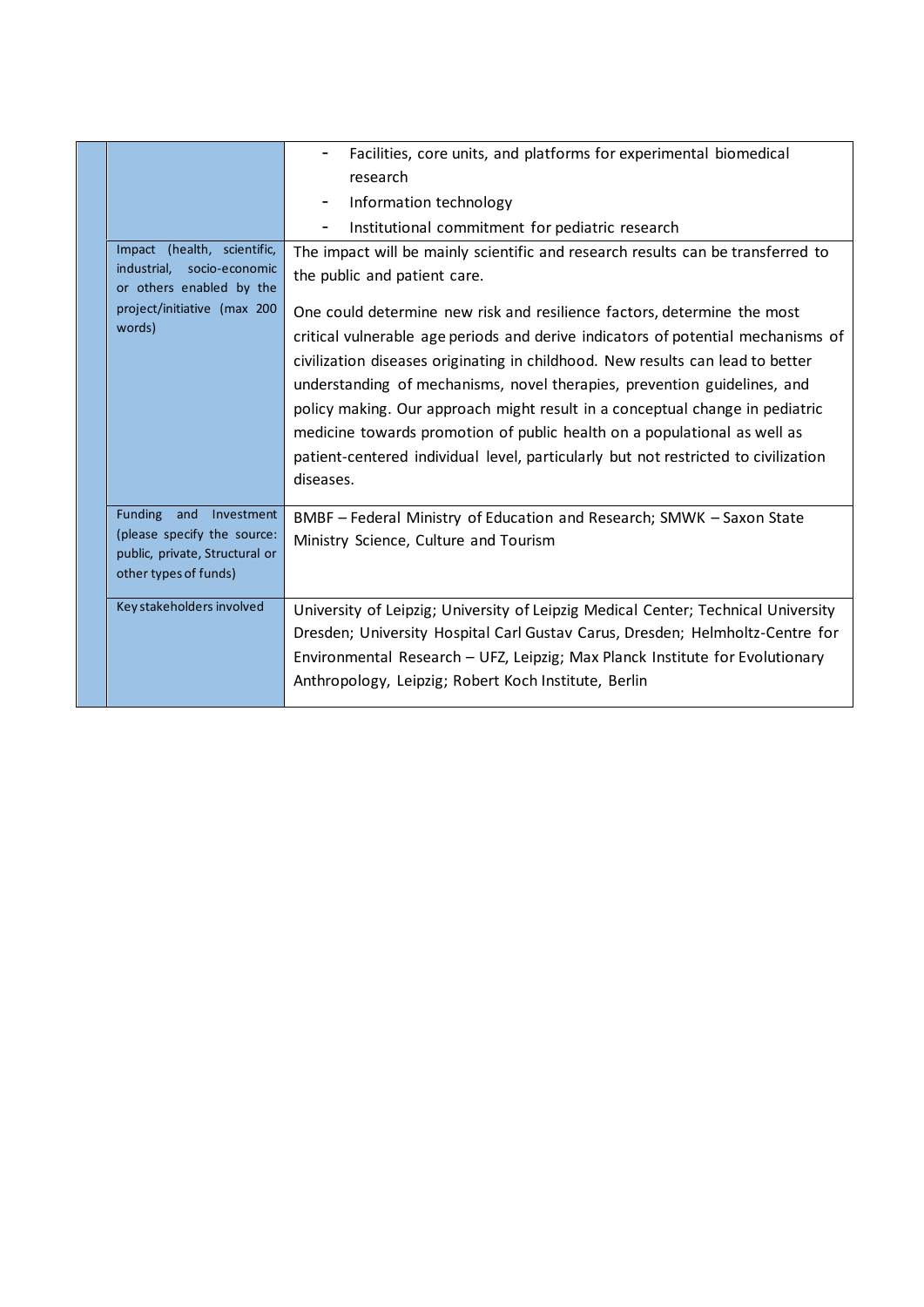| | | |
|---|---|---|
| | | - Facilities, core units, and platforms for experimental biomedical research<br>- Information technology<br>- Institutional commitment for pediatric research |
| | Impact (health, scientific, industrial, socio-economic or others enabled by the project/initiative (max 200 words) | The impact will be mainly scientific and research results can be transferred to the public and patient care.<br><br>One could determine new risk and resilience factors, determine the most critical vulnerable age periods and derive indicators of potential mechanisms of civilization diseases originating in childhood. New results can lead to better understanding of mechanisms, novel therapies, prevention guidelines, and policy making. Our approach might result in a conceptual change in pediatric medicine towards promotion of public health on a populational as well as patient-centered individual level, particularly but not restricted to civilization diseases. |
| | Funding and Investment (please specify the source: public, private, Structural or other types of funds) | BMBF – Federal Ministry of Education and Research; SMWK – Saxon State Ministry Science, Culture and Tourism |
| | Key stakeholders involved | University of Leipzig; University of Leipzig Medical Center; Technical University Dresden; University Hospital Carl Gustav Carus, Dresden; Helmholtz-Centre for Environmental Research – UFZ, Leipzig; Max Planck Institute for Evolutionary Anthropology, Leipzig; Robert Koch Institute, Berlin |